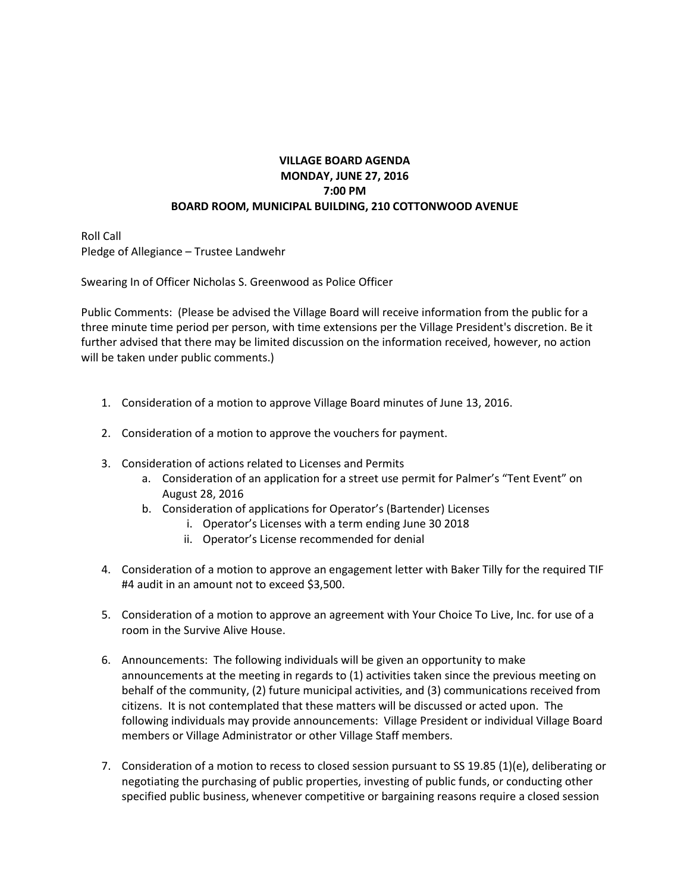**VILLAGE BOARD AGENDA**
**MONDAY, JUNE 27, 2016**
**7:00 PM**
**BOARD ROOM, MUNICIPAL BUILDING, 210 COTTONWOOD AVENUE**

Roll Call
Pledge of Allegiance – Trustee Landwehr

Swearing In of Officer Nicholas S. Greenwood as Police Officer

Public Comments: (Please be advised the Village Board will receive information from the public for a three minute time period per person, with time extensions per the Village President's discretion. Be it further advised that there may be limited discussion on the information received, however, no action will be taken under public comments.)

1. Consideration of a motion to approve Village Board minutes of June 13, 2016.

2. Consideration of a motion to approve the vouchers for payment.

3. Consideration of actions related to Licenses and Permits
   a. Consideration of an application for a street use permit for Palmer's "Tent Event" on August 28, 2016
   b. Consideration of applications for Operator's (Bartender) Licenses
      i. Operator's Licenses with a term ending June 30 2018
      ii. Operator's License recommended for denial

4. Consideration of a motion to approve an engagement letter with Baker Tilly for the required TIF #4 audit in an amount not to exceed $3,500.

5. Consideration of a motion to approve an agreement with Your Choice To Live, Inc. for use of a room in the Survive Alive House.

6. Announcements: The following individuals will be given an opportunity to make announcements at the meeting in regards to (1) activities taken since the previous meeting on behalf of the community, (2) future municipal activities, and (3) communications received from citizens. It is not contemplated that these matters will be discussed or acted upon. The following individuals may provide announcements: Village President or individual Village Board members or Village Administrator or other Village Staff members.

7. Consideration of a motion to recess to closed session pursuant to SS 19.85 (1)(e), deliberating or negotiating the purchasing of public properties, investing of public funds, or conducting other specified public business, whenever competitive or bargaining reasons require a closed session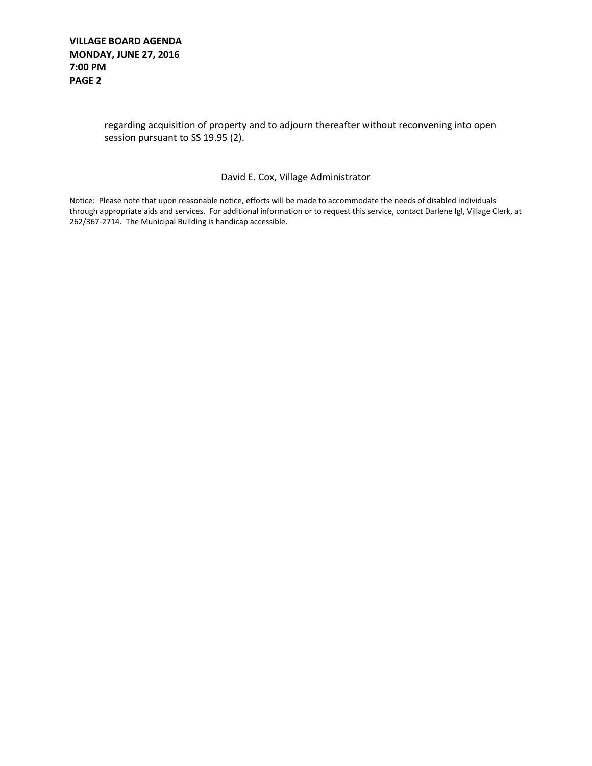regarding acquisition of property and to adjourn thereafter without reconvening into open session pursuant to SS 19.95 (2).

David E. Cox, Village Administrator

Notice: Please note that upon reasonable notice, efforts will be made to accommodate the needs of disabled individuals through appropriate aids and services. For additional information or to request this service, contact Darlene Igl, Village Clerk, at 262/367-2714. The Municipal Building is handicap accessible.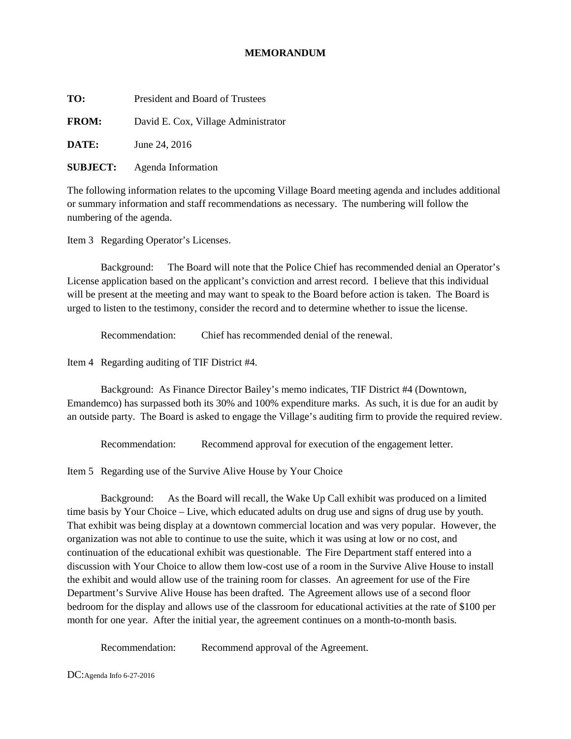# MEMORANDUM

**TO:** President and Board of Trustees

**FROM:** David E. Cox, Village Administrator

**DATE:** June 24, 2016

**SUBJECT:** Agenda Information

The following information relates to the upcoming Village Board meeting agenda and includes additional or summary information and staff recommendations as necessary. The numbering will follow the numbering of the agenda.

Item 3 Regarding Operator's Licenses.

Background: The Board will note that the Police Chief has recommended denial an Operator's License application based on the applicant's conviction and arrest record. I believe that this individual will be present at the meeting and may want to speak to the Board before action is taken. The Board is urged to listen to the testimony, consider the record and to determine whether to issue the license.

Recommendation: Chief has recommended denial of the renewal.

Item 4 Regarding auditing of TIF District #4.

Background: As Finance Director Bailey's memo indicates, TIF District #4 (Downtown, Emandemco) has surpassed both its 30% and 100% expenditure marks. As such, it is due for an audit by an outside party. The Board is asked to engage the Village's auditing firm to provide the required review.

Recommendation: Recommend approval for execution of the engagement letter.

Item 5 Regarding use of the Survive Alive House by Your Choice

Background: As the Board will recall, the Wake Up Call exhibit was produced on a limited time basis by Your Choice – Live, which educated adults on drug use and signs of drug use by youth. That exhibit was being display at a downtown commercial location and was very popular. However, the organization was not able to continue to use the suite, which it was using at low or no cost, and continuation of the educational exhibit was questionable. The Fire Department staff entered into a discussion with Your Choice to allow them low-cost use of a room in the Survive Alive House to install the exhibit and would allow use of the training room for classes. An agreement for use of the Fire Department's Survive Alive House has been drafted. The Agreement allows use of a second floor bedroom for the display and allows use of the classroom for educational activities at the rate of $100 per month for one year. After the initial year, the agreement continues on a month-to-month basis.

Recommendation: Recommend approval of the Agreement.

DC:Agenda Info 6-27-2016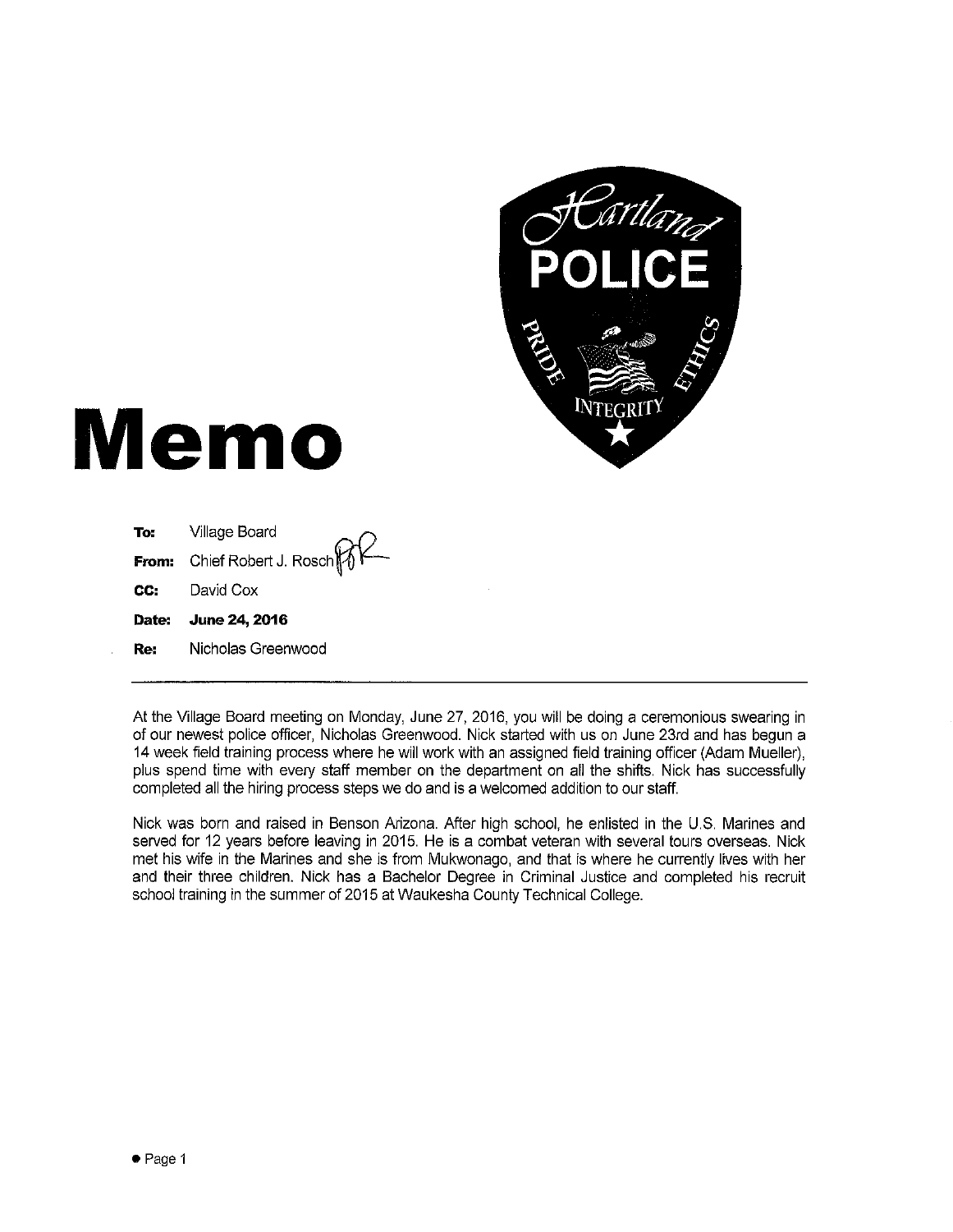# Memo

**To:** Village Board

**From:** Chief Robert J. Rosch

**CC:** David Cox

**Date:** **June 24, 2016**

**Re:** Nicholas Greenwood

---

At the Village Board meeting on Monday, June 27, 2016, you will be doing a ceremonious swearing in of our newest police officer, Nicholas Greenwood. Nick started with us on June 23rd and has begun a 14 week field training process where he will work with an assigned field training officer (Adam Mueller), plus spend time with every staff member on the department on all the shifts. Nick has successfully completed all the hiring process steps we do and is a welcomed addition to our staff.

Nick was born and raised in Benson Arizona. After high school, he enlisted in the U.S. Marines and served for 12 years before leaving in 2015. He is a combat veteran with several tours overseas. Nick met his wife in the Marines and she is from Mukwonago, and that is where he currently lives with her and their three children. Nick has a Bachelor Degree in Criminal Justice and completed his recruit school training in the summer of 2015 at Waukesha County Technical College.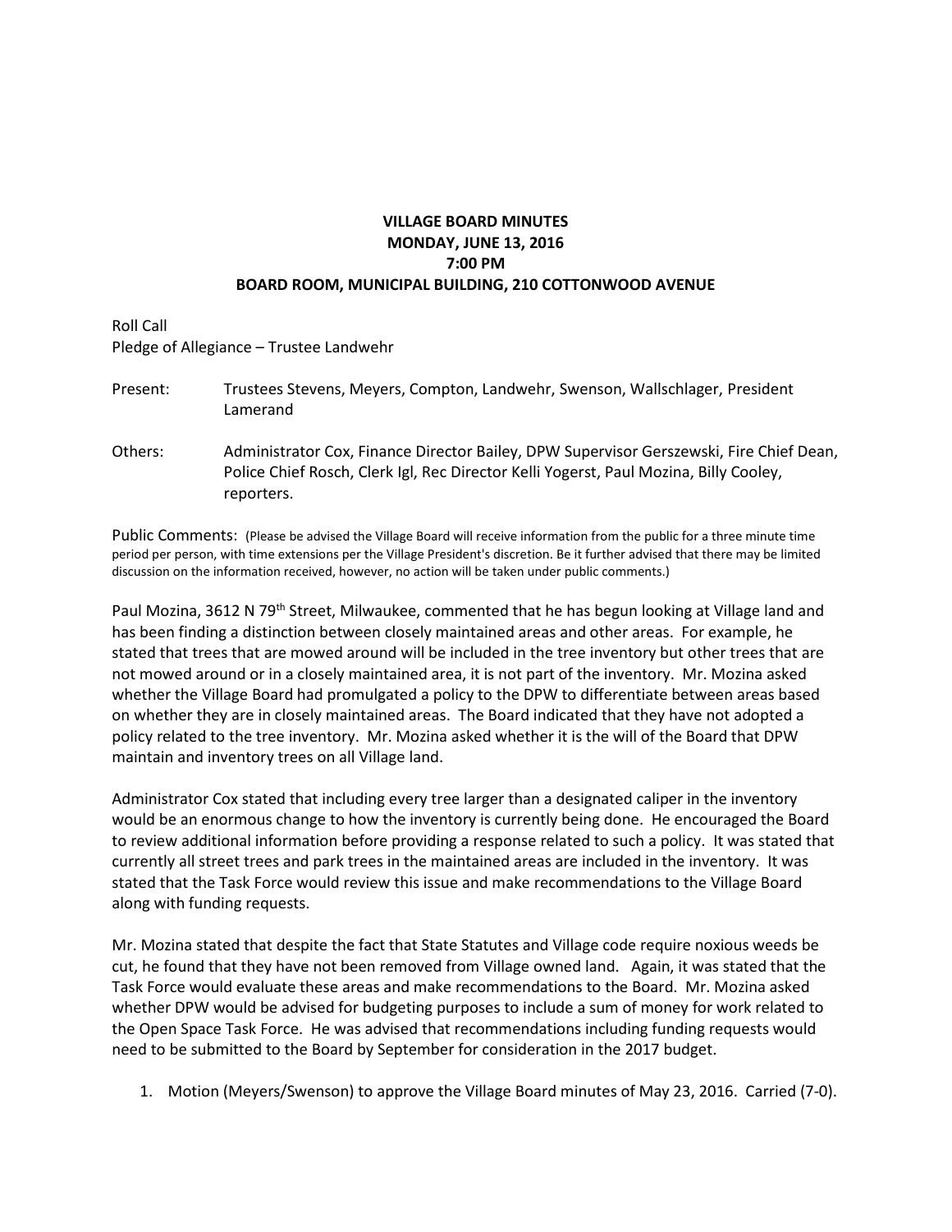**VILLAGE BOARD MINUTES**
**MONDAY, JUNE 13, 2016**
**7:00 PM**
**BOARD ROOM, MUNICIPAL BUILDING, 210 COTTONWOOD AVENUE**

Roll Call
Pledge of Allegiance – Trustee Landwehr

Present: Trustees Stevens, Meyers, Compton, Landwehr, Swenson, Wallschlager, President Lamerand

Others: Administrator Cox, Finance Director Bailey, DPW Supervisor Gerszewski, Fire Chief Dean, Police Chief Rosch, Clerk Igl, Rec Director Kelli Yogerst, Paul Mozina, Billy Cooley, reporters.

Public Comments: (Please be advised the Village Board will receive information from the public for a three minute time period per person, with time extensions per the Village President's discretion. Be it further advised that there may be limited discussion on the information received, however, no action will be taken under public comments.)

Paul Mozina, 3612 N 79th Street, Milwaukee, commented that he has begun looking at Village land and has been finding a distinction between closely maintained areas and other areas. For example, he stated that trees that are mowed around will be included in the tree inventory but other trees that are not mowed around or in a closely maintained area, it is not part of the inventory. Mr. Mozina asked whether the Village Board had promulgated a policy to the DPW to differentiate between areas based on whether they are in closely maintained areas. The Board indicated that they have not adopted a policy related to the tree inventory. Mr. Mozina asked whether it is the will of the Board that DPW maintain and inventory trees on all Village land.

Administrator Cox stated that including every tree larger than a designated caliper in the inventory would be an enormous change to how the inventory is currently being done. He encouraged the Board to review additional information before providing a response related to such a policy. It was stated that currently all street trees and park trees in the maintained areas are included in the inventory. It was stated that the Task Force would review this issue and make recommendations to the Village Board along with funding requests.

Mr. Mozina stated that despite the fact that State Statutes and Village code require noxious weeds be cut, he found that they have not been removed from Village owned land. Again, it was stated that the Task Force would evaluate these areas and make recommendations to the Board. Mr. Mozina asked whether DPW would be advised for budgeting purposes to include a sum of money for work related to the Open Space Task Force. He was advised that recommendations including funding requests would need to be submitted to the Board by September for consideration in the 2017 budget.

1. Motion (Meyers/Swenson) to approve the Village Board minutes of May 23, 2016. Carried (7-0).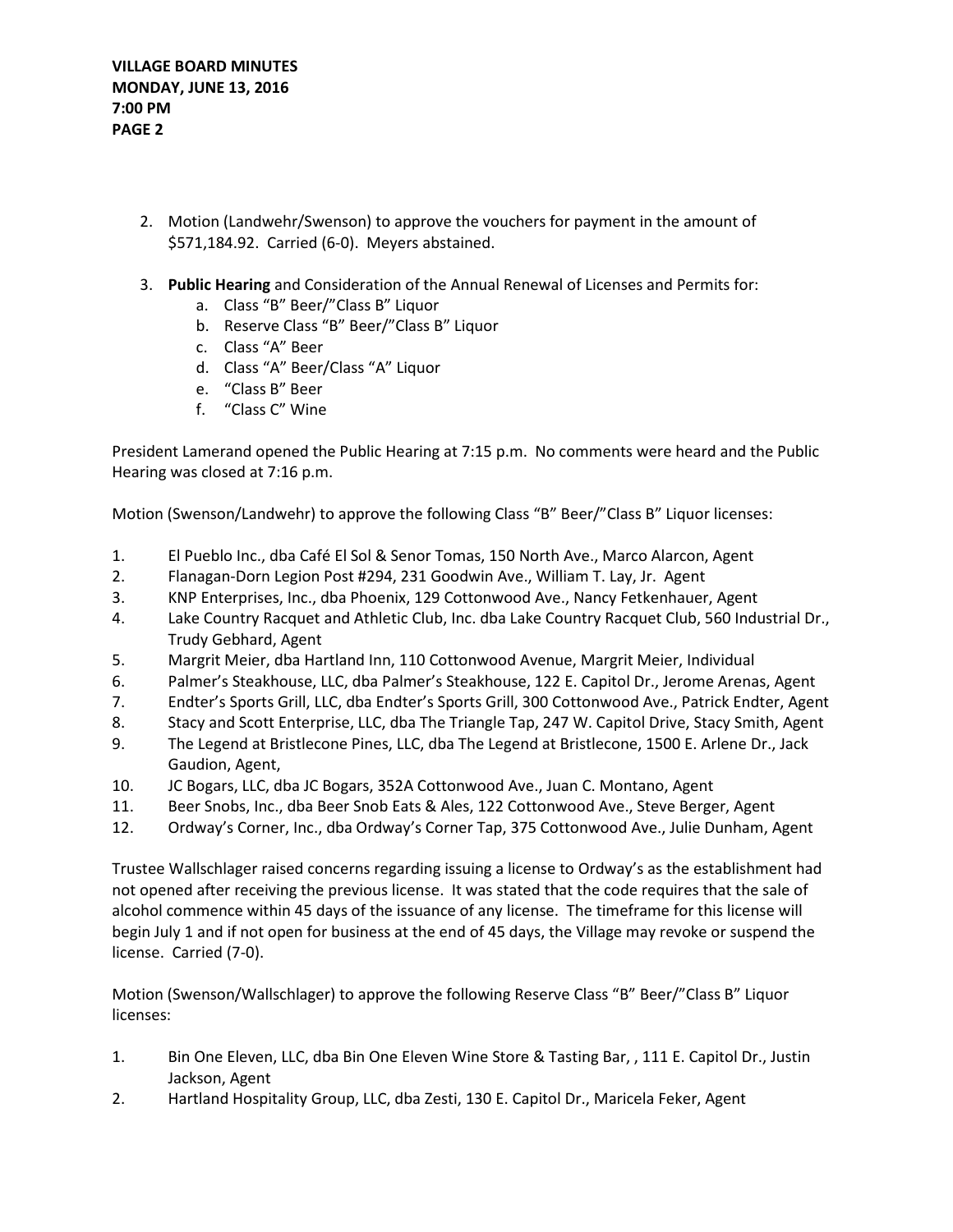2. Motion (Landwehr/Swenson) to approve the vouchers for payment in the amount of $571,184.92. Carried (6-0). Meyers abstained.

3. **Public Hearing** and Consideration of the Annual Renewal of Licenses and Permits for:
   a. Class "B" Beer/"Class B" Liquor
   b. Reserve Class "B" Beer/"Class B" Liquor
   c. Class "A" Beer
   d. Class "A" Beer/Class "A" Liquor
   e. "Class B" Beer
   f. "Class C" Wine

President Lamerand opened the Public Hearing at 7:15 p.m. No comments were heard and the Public Hearing was closed at 7:16 p.m.

Motion (Swenson/Landwehr) to approve the following Class "B" Beer/"Class B" Liquor licenses:

1. El Pueblo Inc., dba Café El Sol & Senor Tomas, 150 North Ave., Marco Alarcon, Agent
2. Flanagan-Dorn Legion Post #294, 231 Goodwin Ave., William T. Lay, Jr. Agent
3. KNP Enterprises, Inc., dba Phoenix, 129 Cottonwood Ave., Nancy Fetkenhauer, Agent
4. Lake Country Racquet and Athletic Club, Inc. dba Lake Country Racquet Club, 560 Industrial Dr., Trudy Gebhard, Agent
5. Margrit Meier, dba Hartland Inn, 110 Cottonwood Avenue, Margrit Meier, Individual
6. Palmer's Steakhouse, LLC, dba Palmer's Steakhouse, 122 E. Capitol Dr., Jerome Arenas, Agent
7. Endter's Sports Grill, LLC, dba Endter's Sports Grill, 300 Cottonwood Ave., Patrick Endter, Agent
8. Stacy and Scott Enterprise, LLC, dba The Triangle Tap, 247 W. Capitol Drive, Stacy Smith, Agent
9. The Legend at Bristlecone Pines, LLC, dba The Legend at Bristlecone, 1500 E. Arlene Dr., Jack Gaudion, Agent,
10. JC Bogars, LLC, dba JC Bogars, 352A Cottonwood Ave., Juan C. Montano, Agent
11. Beer Snobs, Inc., dba Beer Snob Eats & Ales, 122 Cottonwood Ave., Steve Berger, Agent
12. Ordway's Corner, Inc., dba Ordway's Corner Tap, 375 Cottonwood Ave., Julie Dunham, Agent

Trustee Wallschlager raised concerns regarding issuing a license to Ordway's as the establishment had not opened after receiving the previous license. It was stated that the code requires that the sale of alcohol commence within 45 days of the issuance of any license. The timeframe for this license will begin July 1 and if not open for business at the end of 45 days, the Village may revoke or suspend the license. Carried (7-0).

Motion (Swenson/Wallschlager) to approve the following Reserve Class "B" Beer/"Class B" Liquor licenses:

1. Bin One Eleven, LLC, dba Bin One Eleven Wine Store & Tasting Bar, , 111 E. Capitol Dr., Justin Jackson, Agent
2. Hartland Hospitality Group, LLC, dba Zesti, 130 E. Capitol Dr., Maricela Feker, Agent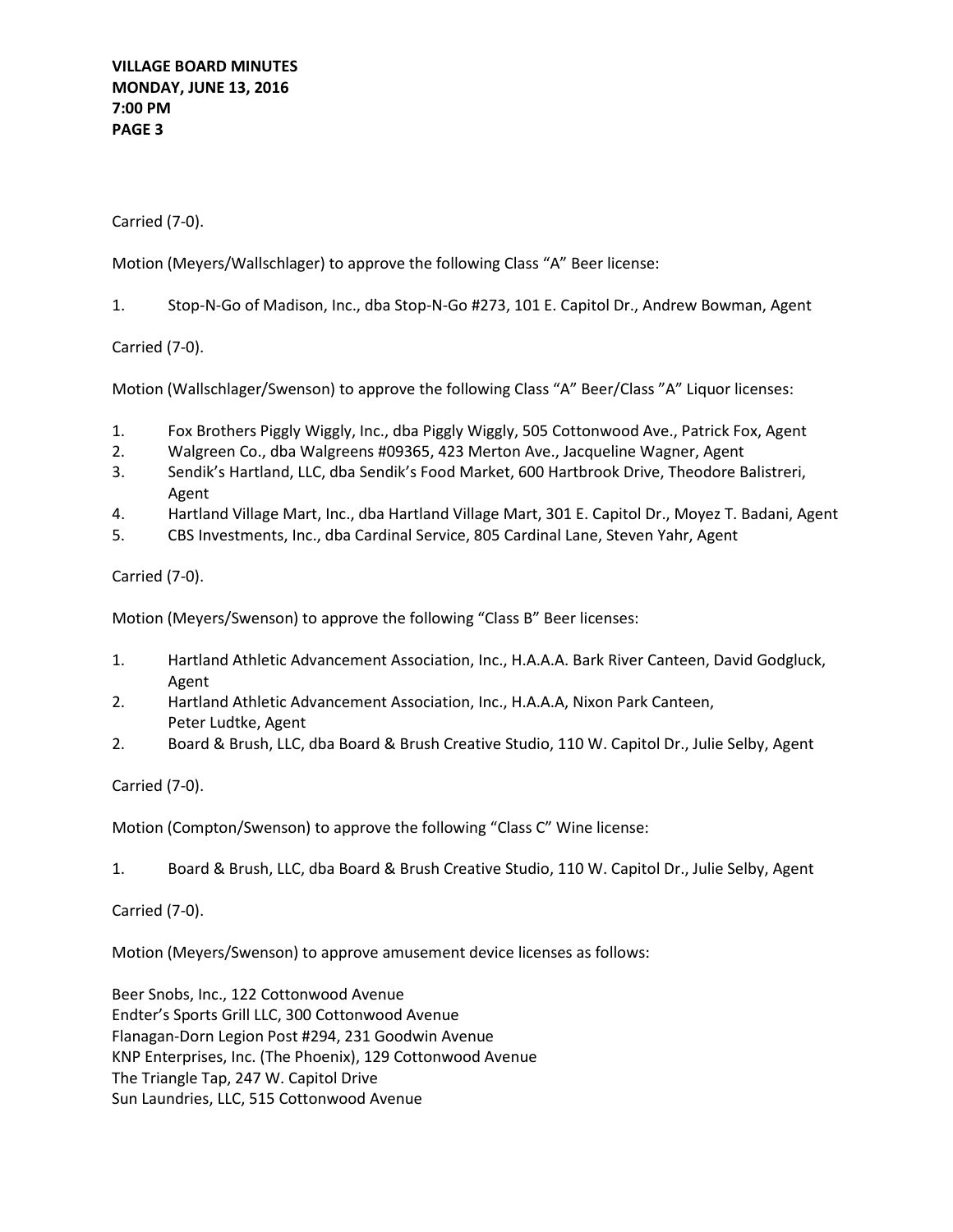Carried (7-0).

Motion (Meyers/Wallschlager) to approve the following Class "A" Beer license:

1. Stop-N-Go of Madison, Inc., dba Stop-N-Go #273, 101 E. Capitol Dr., Andrew Bowman, Agent

Carried (7-0).

Motion (Wallschlager/Swenson) to approve the following Class "A" Beer/Class "A" Liquor licenses:

1. Fox Brothers Piggly Wiggly, Inc., dba Piggly Wiggly, 505 Cottonwood Ave., Patrick Fox, Agent
2. Walgreen Co., dba Walgreens #09365, 423 Merton Ave., Jacqueline Wagner, Agent
3. Sendik's Hartland, LLC, dba Sendik's Food Market, 600 Hartbrook Drive, Theodore Balistreri, Agent
4. Hartland Village Mart, Inc., dba Hartland Village Mart, 301 E. Capitol Dr., Moyez T. Badani, Agent
5. CBS Investments, Inc., dba Cardinal Service, 805 Cardinal Lane, Steven Yahr, Agent

Carried (7-0).

Motion (Meyers/Swenson) to approve the following "Class B" Beer licenses:

1. Hartland Athletic Advancement Association, Inc., H.A.A.A. Bark River Canteen, David Godgluck, Agent
2. Hartland Athletic Advancement Association, Inc., H.A.A.A, Nixon Park Canteen, Peter Ludtke, Agent
2. Board & Brush, LLC, dba Board & Brush Creative Studio, 110 W. Capitol Dr., Julie Selby, Agent

Carried (7-0).

Motion (Compton/Swenson) to approve the following "Class C" Wine license:

1. Board & Brush, LLC, dba Board & Brush Creative Studio, 110 W. Capitol Dr., Julie Selby, Agent

Carried (7-0).

Motion (Meyers/Swenson) to approve amusement device licenses as follows:

Beer Snobs, Inc., 122 Cottonwood Avenue
Endter's Sports Grill LLC, 300 Cottonwood Avenue
Flanagan-Dorn Legion Post #294, 231 Goodwin Avenue
KNP Enterprises, Inc. (The Phoenix), 129 Cottonwood Avenue
The Triangle Tap, 247 W. Capitol Drive
Sun Laundries, LLC, 515 Cottonwood Avenue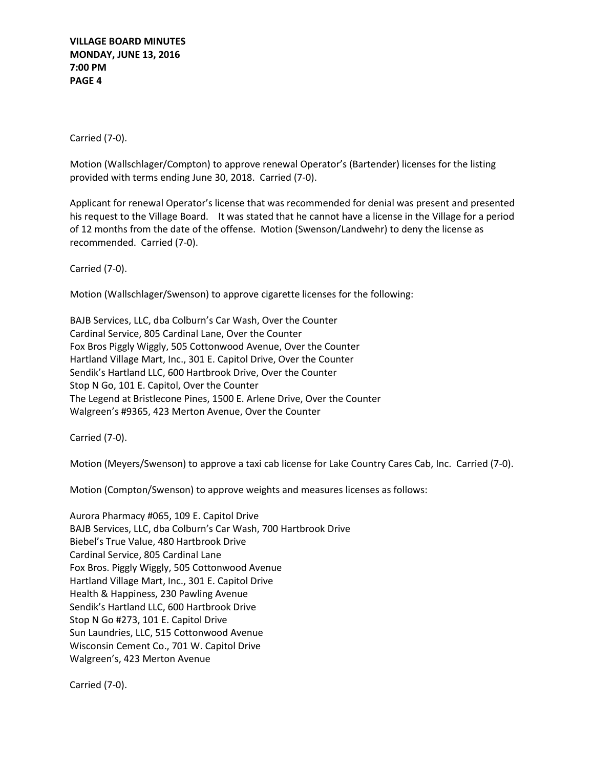Carried (7-0).

Motion (Wallschlager/Compton) to approve renewal Operator's (Bartender) licenses for the listing provided with terms ending June 30, 2018. Carried (7-0).

Applicant for renewal Operator's license that was recommended for denial was present and presented his request to the Village Board. It was stated that he cannot have a license in the Village for a period of 12 months from the date of the offense. Motion (Swenson/Landwehr) to deny the license as recommended. Carried (7-0).

Carried (7-0).

Motion (Wallschlager/Swenson) to approve cigarette licenses for the following:

BAJB Services, LLC, dba Colburn's Car Wash, Over the Counter
Cardinal Service, 805 Cardinal Lane, Over the Counter
Fox Bros Piggly Wiggly, 505 Cottonwood Avenue, Over the Counter
Hartland Village Mart, Inc., 301 E. Capitol Drive, Over the Counter
Sendik's Hartland LLC, 600 Hartbrook Drive, Over the Counter
Stop N Go, 101 E. Capitol, Over the Counter
The Legend at Bristlecone Pines, 1500 E. Arlene Drive, Over the Counter
Walgreen's #9365, 423 Merton Avenue, Over the Counter

Carried (7-0).

Motion (Meyers/Swenson) to approve a taxi cab license for Lake Country Cares Cab, Inc. Carried (7-0).

Motion (Compton/Swenson) to approve weights and measures licenses as follows:

Aurora Pharmacy #065, 109 E. Capitol Drive
BAJB Services, LLC, dba Colburn's Car Wash, 700 Hartbrook Drive
Biebel's True Value, 480 Hartbrook Drive
Cardinal Service, 805 Cardinal Lane
Fox Bros. Piggly Wiggly, 505 Cottonwood Avenue
Hartland Village Mart, Inc., 301 E. Capitol Drive
Health & Happiness, 230 Pawling Avenue
Sendik's Hartland LLC, 600 Hartbrook Drive
Stop N Go #273, 101 E. Capitol Drive
Sun Laundries, LLC, 515 Cottonwood Avenue
Wisconsin Cement Co., 701 W. Capitol Drive
Walgreen's, 423 Merton Avenue

Carried (7-0).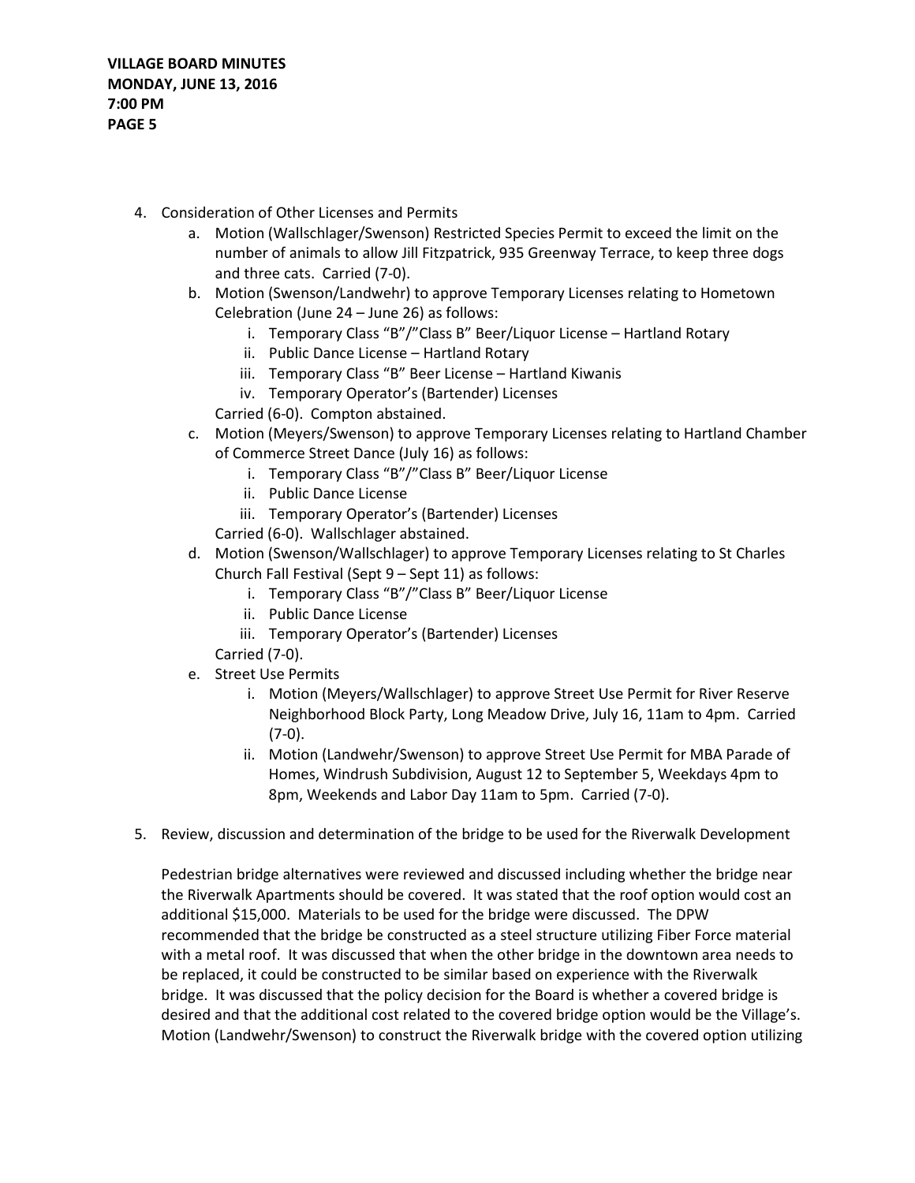4. Consideration of Other Licenses and Permits
    a. Motion (Wallschlager/Swenson) Restricted Species Permit to exceed the limit on the number of animals to allow Jill Fitzpatrick, 935 Greenway Terrace, to keep three dogs and three cats. Carried (7-0).
    b. Motion (Swenson/Landwehr) to approve Temporary Licenses relating to Hometown Celebration (June 24 – June 26) as follows:
        i. Temporary Class "B"/"Class B" Beer/Liquor License – Hartland Rotary
        ii. Public Dance License – Hartland Rotary
        iii. Temporary Class "B" Beer License – Hartland Kiwanis
        iv. Temporary Operator's (Bartender) Licenses

        Carried (6-0). Compton abstained.
    c. Motion (Meyers/Swenson) to approve Temporary Licenses relating to Hartland Chamber of Commerce Street Dance (July 16) as follows:
        i. Temporary Class "B"/"Class B" Beer/Liquor License
        ii. Public Dance License
        iii. Temporary Operator's (Bartender) Licenses

        Carried (6-0). Wallschlager abstained.
    d. Motion (Swenson/Wallschlager) to approve Temporary Licenses relating to St Charles Church Fall Festival (Sept 9 – Sept 11) as follows:
        i. Temporary Class "B"/"Class B" Beer/Liquor License
        ii. Public Dance License
        iii. Temporary Operator's (Bartender) Licenses

        Carried (7-0).
    e. Street Use Permits
        i. Motion (Meyers/Wallschlager) to approve Street Use Permit for River Reserve Neighborhood Block Party, Long Meadow Drive, July 16, 11am to 4pm. Carried (7-0).
        ii. Motion (Landwehr/Swenson) to approve Street Use Permit for MBA Parade of Homes, Windrush Subdivision, August 12 to September 5, Weekdays 4pm to 8pm, Weekends and Labor Day 11am to 5pm. Carried (7-0).

5. Review, discussion and determination of the bridge to be used for the Riverwalk Development

    Pedestrian bridge alternatives were reviewed and discussed including whether the bridge near the Riverwalk Apartments should be covered. It was stated that the roof option would cost an additional $15,000. Materials to be used for the bridge were discussed. The DPW recommended that the bridge be constructed as a steel structure utilizing Fiber Force material with a metal roof. It was discussed that when the other bridge in the downtown area needs to be replaced, it could be constructed to be similar based on experience with the Riverwalk bridge. It was discussed that the policy decision for the Board is whether a covered bridge is desired and that the additional cost related to the covered bridge option would be the Village's. Motion (Landwehr/Swenson) to construct the Riverwalk bridge with the covered option utilizing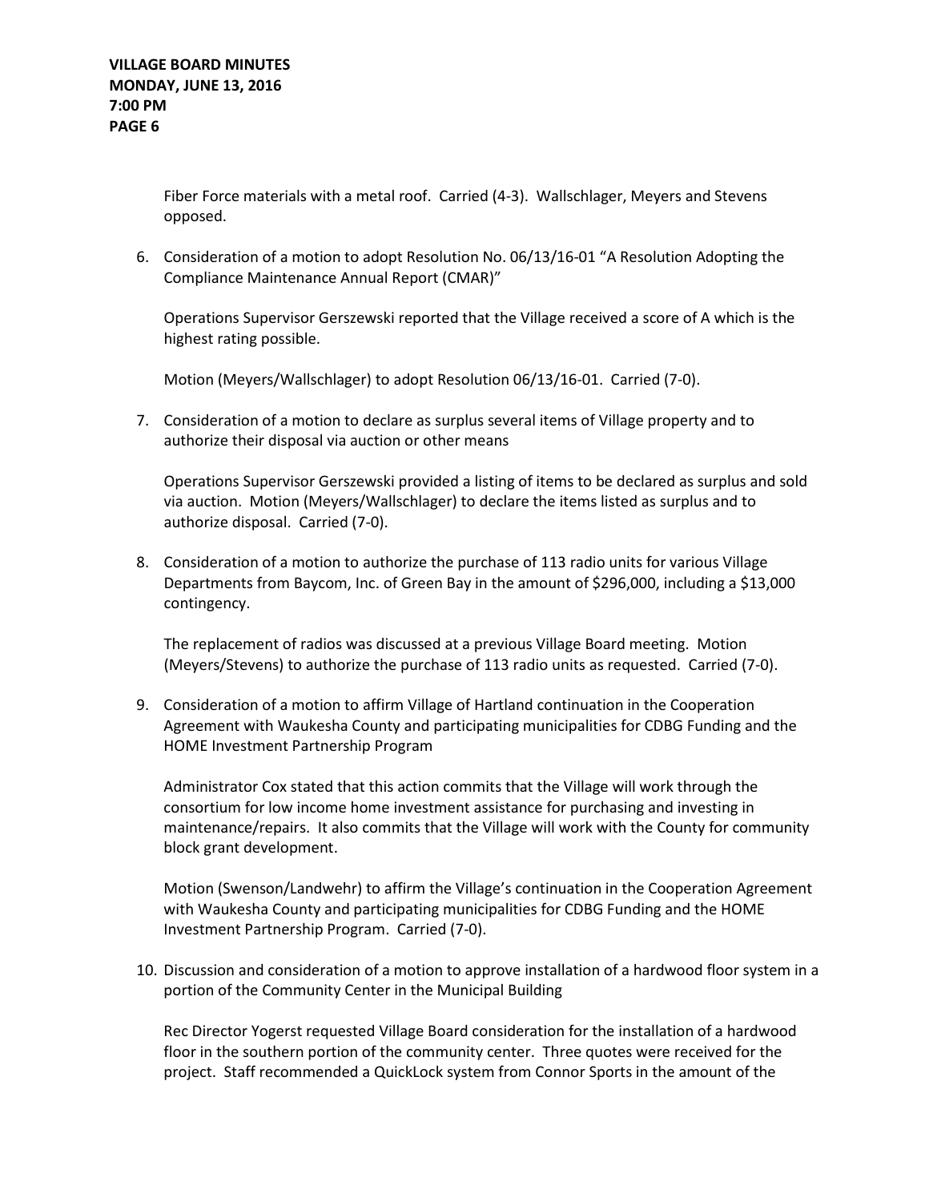Fiber Force materials with a metal roof. Carried (4-3). Wallschlager, Meyers and Stevens opposed.

6. Consideration of a motion to adopt Resolution No. 06/13/16-01 "A Resolution Adopting the Compliance Maintenance Annual Report (CMAR)"

   Operations Supervisor Gerszewski reported that the Village received a score of A which is the highest rating possible.

   Motion (Meyers/Wallschlager) to adopt Resolution 06/13/16-01. Carried (7-0).

7. Consideration of a motion to declare as surplus several items of Village property and to authorize their disposal via auction or other means

   Operations Supervisor Gerszewski provided a listing of items to be declared as surplus and sold via auction. Motion (Meyers/Wallschlager) to declare the items listed as surplus and to authorize disposal. Carried (7-0).

8. Consideration of a motion to authorize the purchase of 113 radio units for various Village Departments from Baycom, Inc. of Green Bay in the amount of $296,000, including a $13,000 contingency.

   The replacement of radios was discussed at a previous Village Board meeting. Motion (Meyers/Stevens) to authorize the purchase of 113 radio units as requested. Carried (7-0).

9. Consideration of a motion to affirm Village of Hartland continuation in the Cooperation Agreement with Waukesha County and participating municipalities for CDBG Funding and the HOME Investment Partnership Program

   Administrator Cox stated that this action commits that the Village will work through the consortium for low income home investment assistance for purchasing and investing in maintenance/repairs. It also commits that the Village will work with the County for community block grant development.

   Motion (Swenson/Landwehr) to affirm the Village's continuation in the Cooperation Agreement with Waukesha County and participating municipalities for CDBG Funding and the HOME Investment Partnership Program. Carried (7-0).

10. Discussion and consideration of a motion to approve installation of a hardwood floor system in a portion of the Community Center in the Municipal Building

    Rec Director Yogerst requested Village Board consideration for the installation of a hardwood floor in the southern portion of the community center. Three quotes were received for the project. Staff recommended a QuickLock system from Connor Sports in the amount of the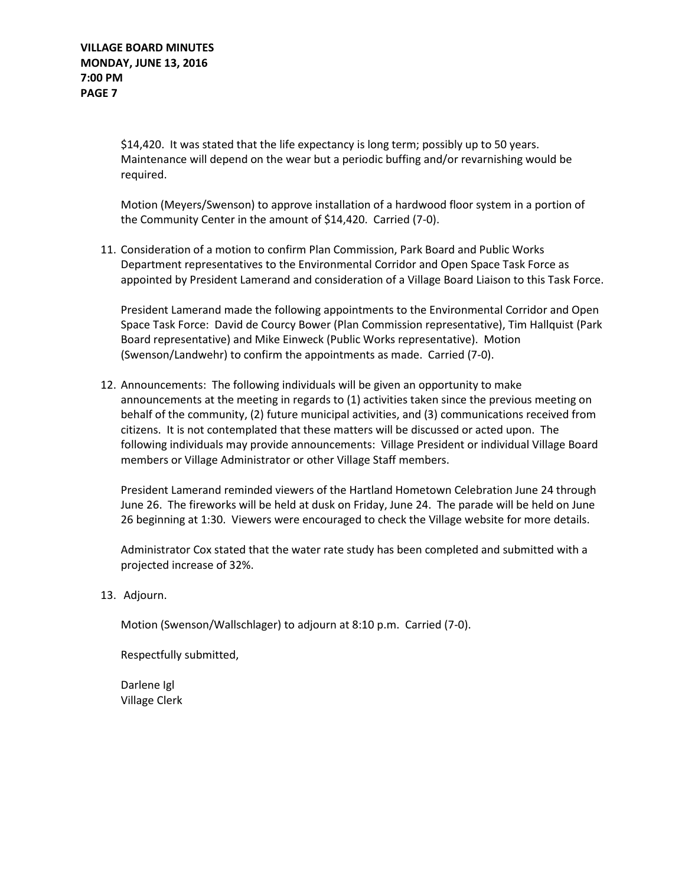$14,420. It was stated that the life expectancy is long term; possibly up to 50 years. Maintenance will depend on the wear but a periodic buffing and/or revarnishing would be required.

Motion (Meyers/Swenson) to approve installation of a hardwood floor system in a portion of the Community Center in the amount of $14,420. Carried (7-0).

11. Consideration of a motion to confirm Plan Commission, Park Board and Public Works Department representatives to the Environmental Corridor and Open Space Task Force as appointed by President Lamerand and consideration of a Village Board Liaison to this Task Force.

    President Lamerand made the following appointments to the Environmental Corridor and Open Space Task Force: David de Courcy Bower (Plan Commission representative), Tim Hallquist (Park Board representative) and Mike Einweck (Public Works representative). Motion (Swenson/Landwehr) to confirm the appointments as made. Carried (7-0).

12. Announcements: The following individuals will be given an opportunity to make announcements at the meeting in regards to (1) activities taken since the previous meeting on behalf of the community, (2) future municipal activities, and (3) communications received from citizens. It is not contemplated that these matters will be discussed or acted upon. The following individuals may provide announcements: Village President or individual Village Board members or Village Administrator or other Village Staff members.

    President Lamerand reminded viewers of the Hartland Hometown Celebration June 24 through June 26. The fireworks will be held at dusk on Friday, June 24. The parade will be held on June 26 beginning at 1:30. Viewers were encouraged to check the Village website for more details.

    Administrator Cox stated that the water rate study has been completed and submitted with a projected increase of 32%.

13. Adjourn.

    Motion (Swenson/Wallschlager) to adjourn at 8:10 p.m. Carried (7-0).

    Respectfully submitted,

    Darlene Igl
    Village Clerk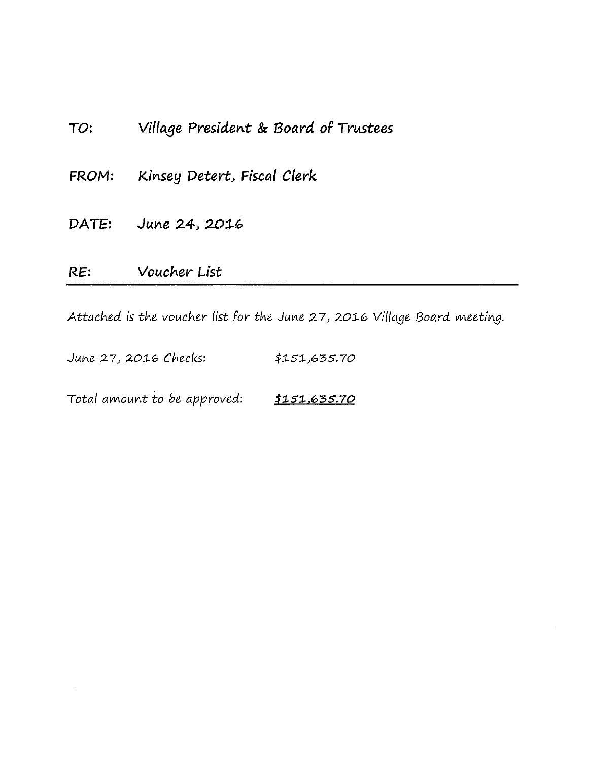**TO:** Village President & Board of Trustees

**FROM:** Kinsey Detert, Fiscal Clerk

**DATE:** June 24, 2016

**RE:** Voucher List

---

Attached is the voucher list for the June 27, 2016 Village Board meeting.

June 27, 2016 Checks: $151,635.70

Total amount to be approved: **$151,635.70**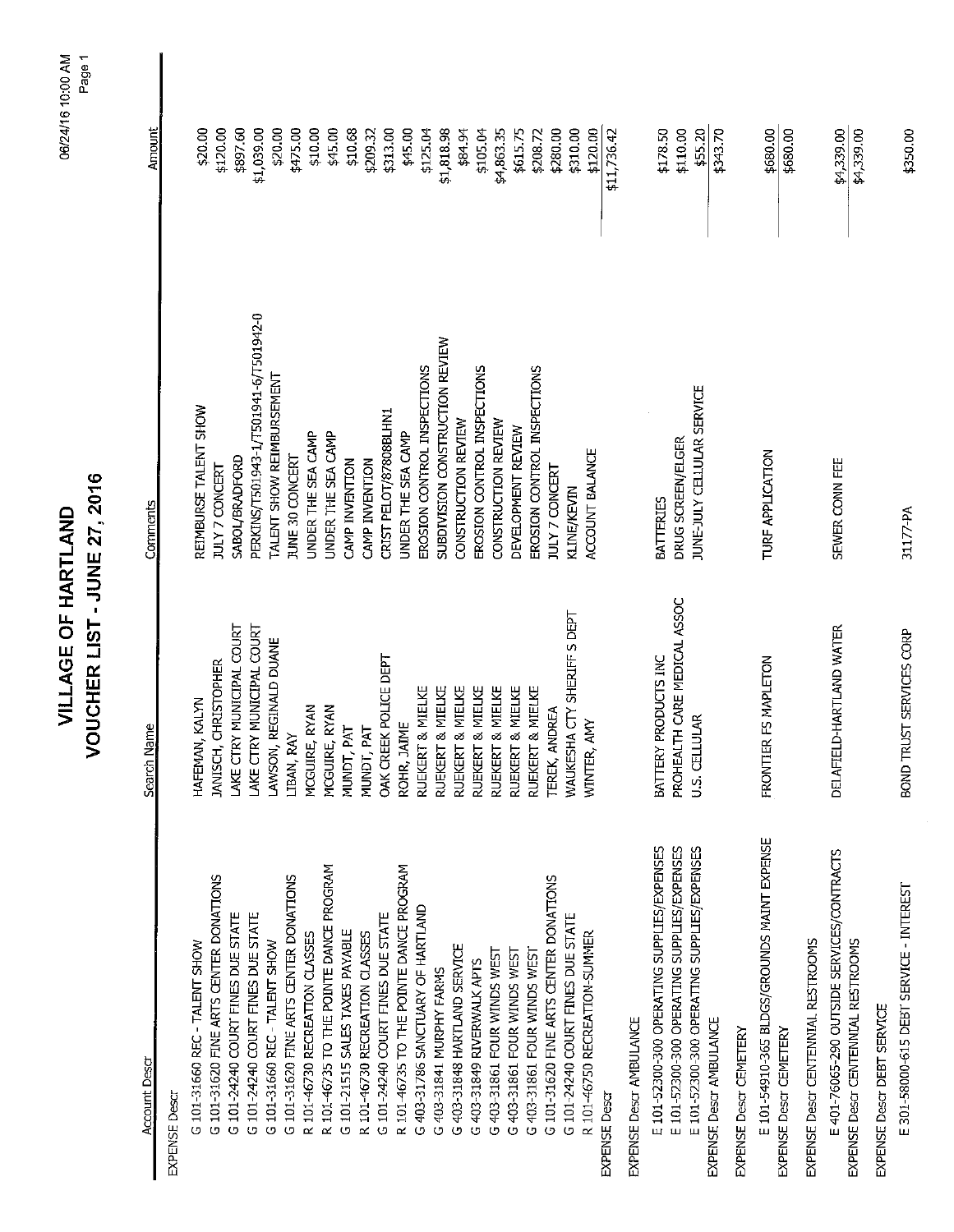# VILLAGE OF HARTLAND

## VOUCHER LIST - JUNE 27, 2016

| Account Descr | Search Name | Comments | Amount |
|---|---|---|---|
| **EXPENSE Descr** | | | |
| G 101-31660 REC - TALENT SHOW | HAFEMAN, KALYN | REIMBURSE TALENT SHOW | $20.00 |
| G 101-31620 FINE ARTS CENTER DONATIONS | JANISCH, CHRISTOPHER | JULY 7 CONCERT | $120.00 |
| G 101-24240 COURT FINES DUE STATE | LAKE CTRY MUNICIPAL COURT | SABOL/BRADFORD | $897.60 |
| G 101-24240 COURT FINES DUE STATE | LAKE CTRY MUNICIPAL COURT | PERKINS/T501943-1/T501941-6/T501942-0 | $1,039.00 |
| G 101-31660 REC - TALENT SHOW | LAWSON, REGINALD DUANE | TALENT SHOW REIMBURSEMENT | $20.00 |
| G 101-31620 FINE ARTS CENTER DONATIONS | LIBAN, RAY | JUNE 30 CONCERT | $475.00 |
| R 101-46730 RECREATION CLASSES | MCGUIRE, RYAN | UNDER THE SEA CAMP | $10.00 |
| R 101-46735 TO THE POINTE DANCE PROGRAM | MCGUIRE, RYAN | UNDER THE SEA CAMP | $45.00 |
| G 101-21515 SALES TAXES PAYABLE | MUNDT, PAT | CAMP INVENTION | $10.68 |
| R 101-46730 RECREATION CLASSES | MUNDT, PAT | CAMP INVENTION | $209.32 |
| G 101-24240 COURT FINES DUE STATE | OAK CREEK POLICE DEPT | CRIST PELOT/87808BLHN1 | $313.00 |
| R 101-46735 TO THE POINTE DANCE PROGRAM | ROHR, JAIME | UNDER THE SEA CAMP | $45.00 |
| G 403-31786 SANCTUARY OF HARTLAND | RUEKERT & MIELKE | EROSION CONTROL INSPECTIONS | $125.04 |
| G 403-31841 MURPHY FARMS | RUEKERT & MIELKE | SUBDIVISION CONSTRUCTION REVIEW | $1,818.98 |
| G 403-31848 HARTLAND SERVICE | RUEKERT & MIELKE | CONSTRUCTION REVIEW | $84.94 |
| G 403-31849 RIVERWALK APTS | RUEKERT & MIELKE | EROSION CONTROL INSPECTIONS | $105.04 |
| G 403-31861 FOUR WINDS WEST | RUEKERT & MIELKE | CONSTRUCTION REVIEW | $4,863.35 |
| G 403-31861 FOUR WINDS WEST | RUEKERT & MIELKE | DEVELOPMENT REVIEW | $615.75 |
| G 403-31861 FOUR WINDS WEST | RUEKERT & MIELKE | EROSION CONTROL INSPECTIONS | $208.72 |
| G 101-31620 FINE ARTS CENTER DONATIONS | TEREK, ANDREA | JULY 7 CONCERT | $280.00 |
| G 101-24240 COURT FINES DUE STATE | WAUKESHA CTY SHERIFF S DEPT | KLINE/KEVIN | $310.00 |
| R 101-46750 RECREATION-SUMMER | WINTER, AMY | ACCOUNT BALANCE | $120.00 |
| **EXPENSE Descr** | | | $11,736.42 |
| **EXPENSE Descr AMBULANCE** | | | |
| E 101-52300-300 OPERATING SUPPLIES/EXPENSES | BATTERY PRODUCTS INC | BATTERIES | $178.50 |
| E 101-52300-300 OPERATING SUPPLIES/EXPENSES | PROHEALTH CARE MEDICAL ASSOC | DRUG SCREEN/ELGER | $110.00 |
| E 101-52300-300 OPERATING SUPPLIES/EXPENSES | U.S. CELLULAR | JUNE-JULY CELLULAR SERVICE | $55.20 |
| **EXPENSE Descr AMBULANCE** | | | $343.70 |
| **EXPENSE Descr CEMETERY** | | | |
| E 101-54910-365 BLDGS/GROUNDS MAINT EXPENSE | FRONTIER FS MAPLETON | TURF APPLICATION | $680.00 |
| **EXPENSE Descr CEMETERY** | | | $680.00 |
| **EXPENSE Descr CENTENNIAL RESTROOMS** | | | |
| E 401-76065-290 OUTSIDE SERVICES/CONTRACTS | DELAFIELD-HARTLAND WATER | SEWER CONN FEE | $4,339.00 |
| **EXPENSE Descr CENTENNIAL RESTROOMS** | | | $4,339.00 |
| **EXPENSE Descr DEBT SERVICE** | | | |
| E 301-58000-615 DEBT SERVICE - INTEREST | BOND TRUST SERVICES CORP | 31177-PA | $350.00 |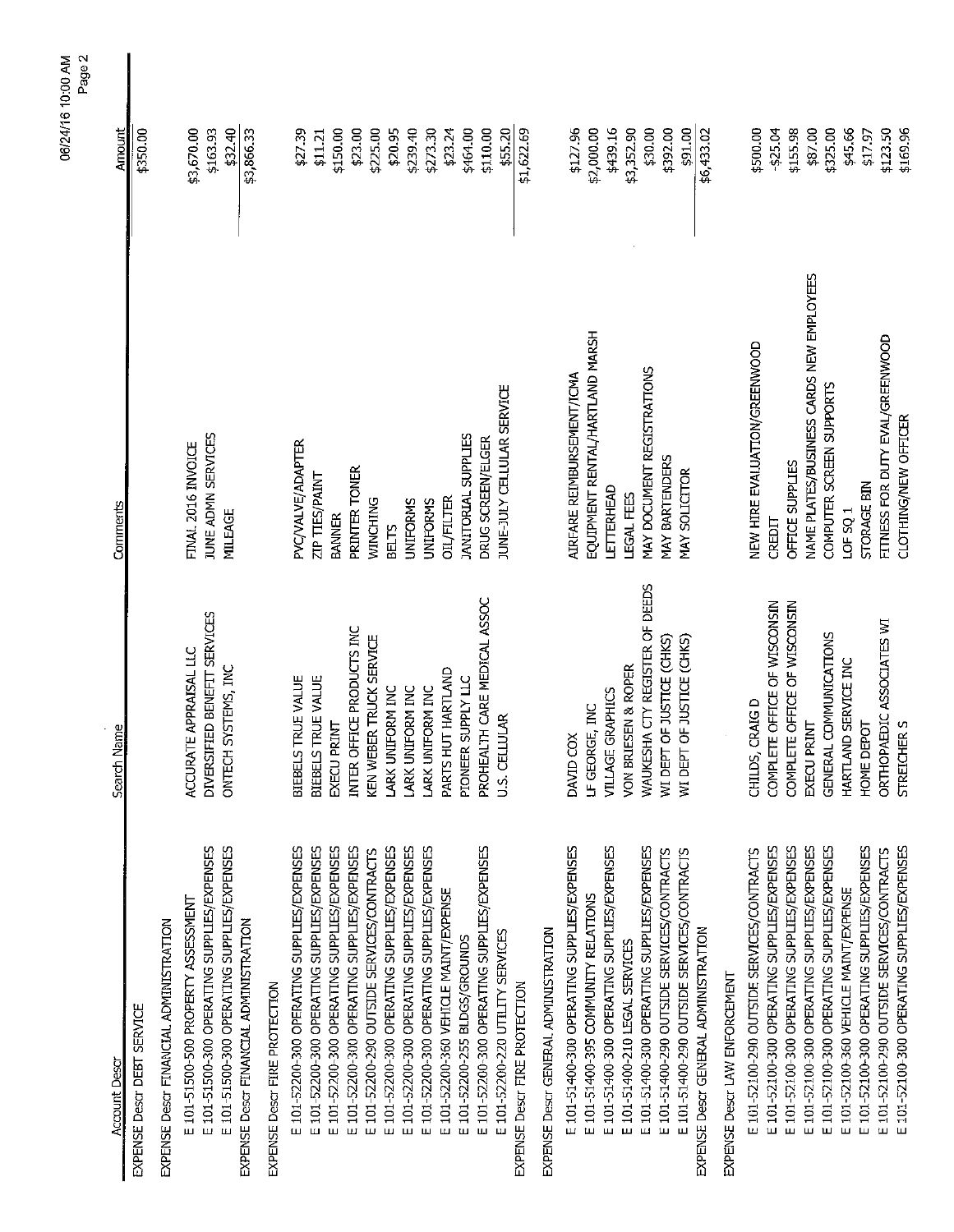| Account Descr | Search Name | Comments | Amount |
|---|---|---|---|
| EXPENSE Descr DEBT SERVICE | | | $350.00 |
| EXPENSE Descr FINANCIAL ADMINISTRATION | | | |
| E 101-51500-500 PROPERTY ASSESSMENT | ACCURATE APPRAISAL LLC | FINAL 2016 INVOICE | $3,670.00 |
| E 101-51500-300 OPERATING SUPPLIES/EXPENSES | DIVERSIFIED BENEFIT SERVICES | JUNE ADMN SERVICES | $163.93 |
| E 101-51500-300 OPERATING SUPPLIES/EXPENSES | ONTECH SYSTEMS, INC | MILEAGE | $32.40 |
| EXPENSE Descr FINANCIAL ADMINISTRATION | | | $3,866.33 |
| EXPENSE Descr FIRE PROTECTION | | | |
| E 101-52200-300 OPERATING SUPPLIES/EXPENSES | BIEBELS TRUE VALUE | PVC/VALVE/ADAPTER | $27.39 |
| E 101-52200-300 OPERATING SUPPLIES/EXPENSES | BIEBELS TRUE VALUE | ZIP TIES/PAINT | $11.21 |
| E 101-52200-300 OPERATING SUPPLIES/EXPENSES | EXECU PRINT | BANNER | $150.00 |
| E 101-52200-300 OPERATING SUPPLIES/EXPENSES | INTER OFFICE PRODUCTS INC | PRINTER TONER | $23.00 |
| E 101-52200-290 OUTSIDE SERVICES/CONTRACTS | KEN WEBER TRUCK SERVICE | WINCHING | $225.00 |
| E 101-52200-300 OPERATING SUPPLIES/EXPENSES | LARK UNIFORM INC | BELTS | $20.95 |
| E 101-52200-300 OPERATING SUPPLIES/EXPENSES | LARK UNIFORM INC | UNIFORMS | $239.40 |
| E 101-52200-300 OPERATING SUPPLIES/EXPENSES | LARK UNIFORM INC | UNIFORMS | $273.30 |
| E 101-52200-360 VEHICLE MAINT/EXPENSE | PARTS HUT HARTLAND | OIL/FILTER | $23.24 |
| E 101-52200-255 BLDGS/GROUNDS | PIONEER SUPPLY LLC | JANITORIAL SUPPLIES | $464.00 |
| E 101-52200-300 OPERATING SUPPLIES/EXPENSES | PROHEALTH CARE MEDICAL ASSOC | DRUG SCREEN/ELGER | $110.00 |
| E 101-52200-220 UTILITY SERVICES | U.S. CELLULAR | JUNE-JULY CELLULAR SERVICE | $55.20 |
| EXPENSE Descr FIRE PROTECTION | | | $1,622.69 |
| EXPENSE Descr GENERAL ADMINISTRATION | | | |
| E 101-51400-300 OPERATING SUPPLIES/EXPENSES | DAVID COX | AIRFARE REIMBURSEMENT/ICMA | $127.96 |
| E 101-51400-395 COMMUNITY RELATIONS | LF GEORGE, INC | EQUIPMENT RENTAL/HARTLAND MARSH | $2,000.00 |
| E 101-51400-300 OPERATING SUPPLIES/EXPENSES | VILLAGE GRAPHICS | LETTERHEAD | $439.16 |
| E 101-51400-210 LEGAL SERVICES | VON BRIESEN & ROPER | LEGAL FEES | $3,352.90 |
| E 101-51400-300 OPERATING SUPPLIES/EXPENSES | WAUKESHA CTY REGISTER OF DEEDS | MAY DOCUMENT REGISTRATIONS | $30.00 |
| E 101-51400-290 OUTSIDE SERVICES/CONTRACTS | WI DEPT OF JUSTICE (CHKS) | MAY BARTENDERS | $392.00 |
| E 101-51400-290 OUTSIDE SERVICES/CONTRACTS | WI DEPT OF JUSTICE (CHKS) | MAY SOLICITOR | $91.00 |
| EXPENSE Descr GENERAL ADMINISTRATION | | | $6,433.02 |
| EXPENSE Descr LAW ENFORCEMENT | | | |
| E 101-52100-290 OUTSIDE SERVICES/CONTRACTS | CHILDS, CRAIG D | NEW HIRE EVALUATION/GREENWOOD | $500.00 |
| E 101-52100-300 OPERATING SUPPLIES/EXPENSES | COMPLETE OFFICE OF WISCONSIN | CREDIT | -$25.04 |
| E 101-52100-300 OPERATING SUPPLIES/EXPENSES | COMPLETE OFFICE OF WISCONSIN | OFFICE SUPPLIES | $155.98 |
| E 101-52100-300 OPERATING SUPPLIES/EXPENSES | EXECU PRINT | NAME PLATES/BUSINESS CARDS NEW EMPLOYEES | $87.00 |
| E 101-52100-300 OPERATING SUPPLIES/EXPENSES | GENERAL COMMUNICATIONS | COMPUTER SCREEN SUPPORTS | $325.00 |
| E 101-52100-360 VEHICLE MAINT/EXPENSE | HARTLAND SERVICE INC | LOF SQ 1 | $45.66 |
| E 101-52100-300 OPERATING SUPPLIES/EXPENSES | HOME DEPOT | STORAGE BIN | $17.97 |
| E 101-52100-290 OUTSIDE SERVICES/CONTRACTS | ORTHOPAEDIC ASSOCIATES WI | FITNESS FOR DUTY EVAL/GREENWOOD | $123.50 |
| E 101-52100-300 OPERATING SUPPLIES/EXPENSES | STREICHER S | CLOTHING/NEW OFFICER | $169.96 |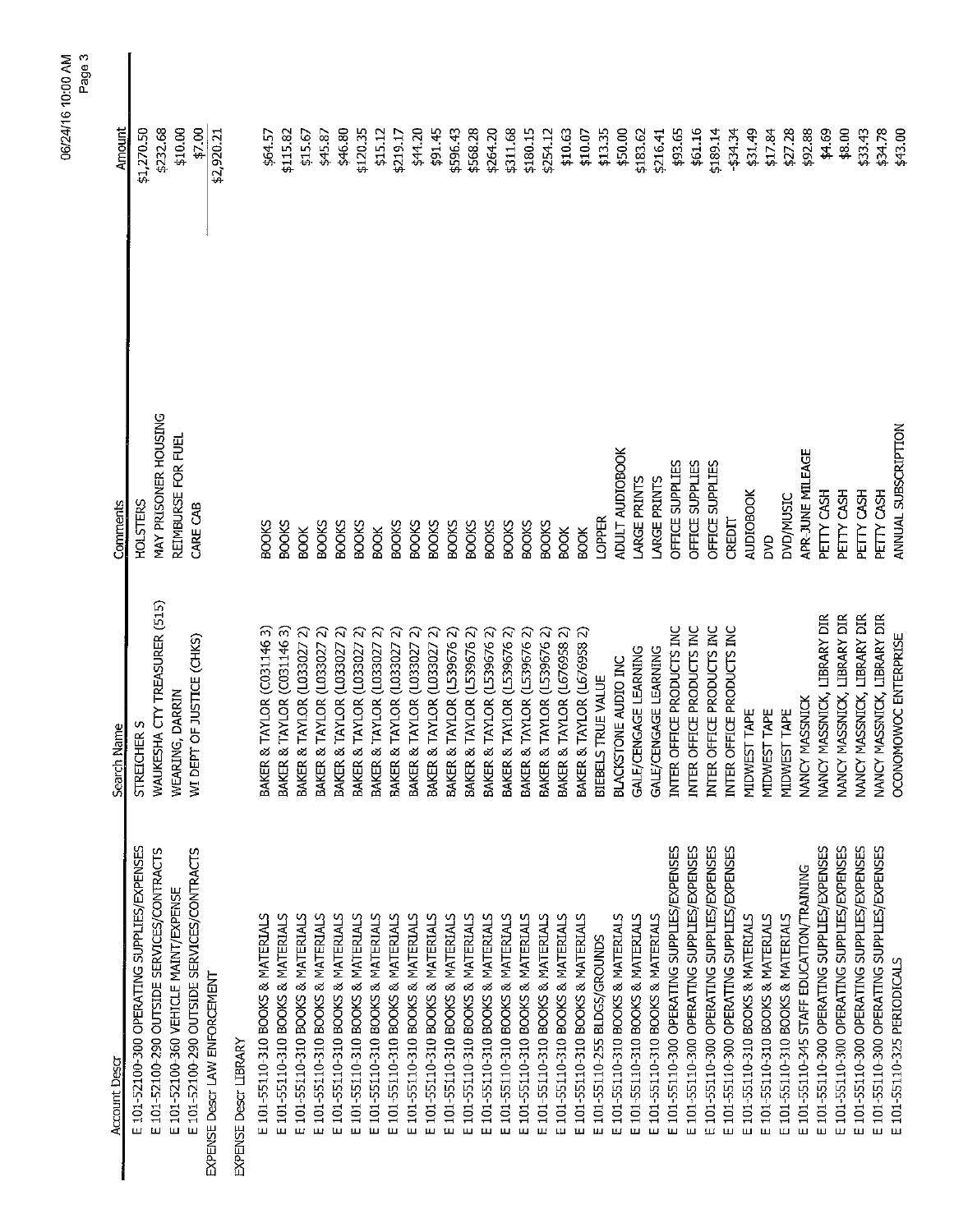| Account Descr | Search Name | Comments | Amount |
|---|---|---|---|
| E 101-52100-300 OPERATING SUPPLIES/EXPENSES | STREICHER S | HOLSTERS | $1,270.50 |
| E 101-52100-290 OUTSIDE SERVICES/CONTRACTS | WAUKESHA CTY TREASURER (515) | MAY PRISONER HOUSING | $232.68 |
| E 101-52100-360 VEHICLE MAINT/EXPENSE | WEARING, DARRIN | REIMBURSE FOR FUEL | $10.00 |
| E 101-52100-290 OUTSIDE SERVICES/CONTRACTS | WI DEPT OF JUSTICE (CHKS) | CARE CAB | $7.00 |
| EXPENSE Descr LAW ENFORCEMENT | | | $2,920.21 |
| EXPENSE Descr LIBRARY | | | |
| E 101-55110-310 BOOKS & MATERIALS | BAKER & TAYLOR (C031146 3) | BOOKS | $64.57 |
| E 101-55110-310 BOOKS & MATERIALS | BAKER & TAYLOR (C031146 3) | BOOKS | $115.82 |
| E 101-55110-310 BOOKS & MATERIALS | BAKER & TAYLOR (L033027 2) | BOOK | $15.67 |
| E 101-55110-310 BOOKS & MATERIALS | BAKER & TAYLOR (L033027 2) | BOOKS | $45.87 |
| E 101-55110-310 BOOKS & MATERIALS | BAKER & TAYLOR (L033027 2) | BOOKS | $46.80 |
| E 101-55110-310 BOOKS & MATERIALS | BAKER & TAYLOR (L033027 2) | BOOKS | $120.35 |
| E 101-55110-310 BOOKS & MATERIALS | BAKER & TAYLOR (L033027 2) | BOOK | $15.12 |
| E 101-55110-310 BOOKS & MATERIALS | BAKER & TAYLOR (L033027 2) | BOOKS | $219.17 |
| E 101-55110-310 BOOKS & MATERIALS | BAKER & TAYLOR (L033027 2) | BOOKS | $44.20 |
| E 101-55110-310 BOOKS & MATERIALS | BAKER & TAYLOR (L033027 2) | BOOKS | $91.45 |
| E 101-55110-310 BOOKS & MATERIALS | BAKER & TAYLOR (L539676 2) | BOOKS | $596.43 |
| E 101-55110-310 BOOKS & MATERIALS | BAKER & TAYLOR (L539676 2) | BOOKS | $568.28 |
| E 101-55110-310 BOOKS & MATERIALS | BAKER & TAYLOR (L539676 2) | BOOKS | $264.20 |
| E 101-55110-310 BOOKS & MATERIALS | BAKER & TAYLOR (L539676 2) | BOOKS | $311.68 |
| E 101-55110-310 BOOKS & MATERIALS | BAKER & TAYLOR (L539676 2) | BOOKS | $180.15 |
| E 101-55110-310 BOOKS & MATERIALS | BAKER & TAYLOR (L539676 2) | BOOKS | $254.12 |
| E 101-55110-310 BOOKS & MATERIALS | BAKER & TAYLOR (L676958 2) | BOOK | $10.63 |
| E 101-55110-310 BOOKS & MATERIALS | BAKER & TAYLOR (L676958 2) | BOOK | $10.07 |
| E 101-55110-255 BLDGS/GROUNDS | BIEBELS TRUE VALUE | LOPPER | $13.35 |
| E 101-55110-310 BOOKS & MATERIALS | BLACKSTONE AUDIO INC | ADULT AUDIOBOOK | $50.00 |
| E 101-55110-310 BOOKS & MATERIALS | GALE/CENGAGE LEARNING | LARGE PRINTS | $183.62 |
| E 101-55110-310 BOOKS & MATERIALS | GALE/CENGAGE LEARNING | LARGE PRINTS | $216.41 |
| E 101-55110-300 OPERATING SUPPLIES/EXPENSES | INTER OFFICE PRODUCTS INC | OFFICE SUPPLIES | $93.65 |
| E 101-55110-300 OPERATING SUPPLIES/EXPENSES | INTER OFFICE PRODUCTS INC | OFFICE SUPPLIES | $61.16 |
| E 101-55110-300 OPERATING SUPPLIES/EXPENSES | INTER OFFICE PRODUCTS INC | OFFICE SUPPLIES | $189.14 |
| E 101-55110-300 OPERATING SUPPLIES/EXPENSES | INTER OFFICE PRODUCTS INC | CREDIT | -$34.34 |
| E 101-55110-310 BOOKS & MATERIALS | MIDWEST TAPE | AUDIOBOOK | $31.49 |
| E 101-55110-310 BOOKS & MATERIALS | MIDWEST TAPE | DVD | $17.84 |
| E 101-55110-310 BOOKS & MATERIALS | MIDWEST TAPE | DVD/MUSIC | $27.28 |
| E 101-55110-345 STAFF EDUCATION/TRAINING | NANCY MASSNICK | APR-JUNE MILEAGE | $92.88 |
| E 101-55110-300 OPERATING SUPPLIES/EXPENSES | NANCY MASSNICK, LIBRARY DIR | PETTY CASH | $4.69 |
| E 101-55110-300 OPERATING SUPPLIES/EXPENSES | NANCY MASSNICK, LIBRARY DIR | PETTY CASH | $8.00 |
| E 101-55110-300 OPERATING SUPPLIES/EXPENSES | NANCY MASSNICK, LIBRARY DIR | PETTY CASH | $33.43 |
| E 101-55110-300 OPERATING SUPPLIES/EXPENSES | NANCY MASSNICK, LIBRARY DIR | PETTY CASH | $34.78 |
| E 101-55110-325 PERIODICALS | OCONOMOWOC ENTERPRISE | ANNUAL SUBSCRIPTION | $43.00 |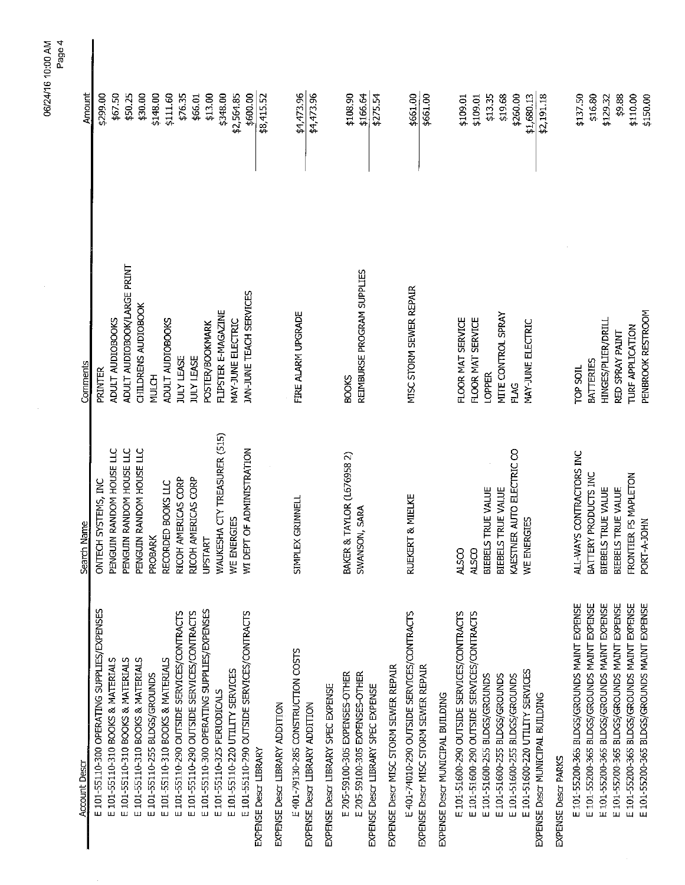| Account Descr | Search Name | Comments | Amount |
|---|---|---|---|
| E 101-55110-300 OPERATING SUPPLIES/EXPENSES | ONTECH SYSTEMS, INC | PRINTER | $299.00 |
| E 101-55110-310 BOOKS & MATERIALS | PENGUIN RANDOM HOUSE LLC | ADULT AUDIOBOOKS | $67.50 |
| E 101-55110-310 BOOKS & MATERIALS | PENGUIN RANDOM HOUSE LLC | ADULT AUDIOBOOK/LARGE PRINT | $50.25 |
| E 101-55110-310 BOOKS & MATERIALS | PENGUIN RANDOM HOUSE LLC | CHILDRENS AUDIOBOOK | $30.00 |
| E 101-55110-255 BLDGS/GROUNDS | PROBARK | MULCH | $148.00 |
| E 101-55110-310 BOOKS & MATERIALS | RECORDED BOOKS LLC | ADULT AUDIOBOOKS | $111.60 |
| E 101-55110-290 OUTSIDE SERVICES/CONTRACTS | RICOH AMERICAS CORP | JULY LEASE | $76.35 |
| E 101-55110-290 OUTSIDE SERVICES/CONTRACTS | RICOH AMERICAS CORP | JULY LEASE | $66.01 |
| E 101-55110-300 OPERATING SUPPLIES/EXPENSES | UPSTART | POSTER/BOOKMARK | $13.00 |
| E 101-55110-325 PERIODICALS | WAUKESHA CTY TREASURER (515) | FLIPSTER E-MAGAZINE | $348.00 |
| E 101-55110-220 UTILITY SERVICES | WE ENERGIES | MAY-JUNE ELECTRIC | $2,564.85 |
| E 101-55110-290 OUTSIDE SERVICES/CONTRACTS | WI DEPT OF ADMINISTRATION | JAN-JUNE TEACH SERVICES | $600.00 |
| EXPENSE Descr LIBRARY | | | $8,415.52 |
| EXPENSE Descr LIBRARY ADDITION | | | |
| E 401-79130-285 CONSTRUCTION COSTS | SIMPLEX GRINNELL | FIRE ALARM UPGRADE | $4,473.96 |
| EXPENSE Descr LIBRARY ADDITION | | | $4,473.96 |
| EXPENSE Descr LIBRARY SPEC EXPENSE | | | |
| E 205-59100-305 EXPENSES-OTHER | BAKER & TAYLOR (L676958 2) | BOOKS | $108.90 |
| E 205-59100-305 EXPENSES-OTHER | SWANSON, SARA | REIMBURSE PROGRAM SUPPLIES | $166.64 |
| EXPENSE Descr LIBRARY SPEC EXPENSE | | | $275.54 |
| EXPENSE Descr MISC STORM SEWER REPAIR | | | |
| E 401-74010-290 OUTSIDE SERVICES/CONTRACTS | RUEKERT & MIELKE | MISC STORM SEWER REPAIR | $661.00 |
| EXPENSE Descr MISC STORM SEWER REPAIR | | | $661.00 |
| EXPENSE Descr MUNICIPAL BUILDING | | | |
| E 101-51600-290 OUTSIDE SERVICES/CONTRACTS | ALSCO | FLOOR MAT SERVICE | $109.01 |
| E 101-51600-290 OUTSIDE SERVICES/CONTRACTS | ALSCO | FLOOR MAT SERVICE | $109.01 |
| E 101-51600-255 BLDGS/GROUNDS | BIEBELS TRUE VALUE | LOPPER | $13.35 |
| E 101-51600-255 BLDGS/GROUNDS | BIEBELS TRUE VALUE | MITE CONTROL SPRAY | $19.68 |
| E 101-51600-255 BLDGS/GROUNDS | KAESTNER AUTO ELECTRIC CO | FLAG | $260.00 |
| E 101-51600-220 UTILITY SERVICES | WE ENERGIES | MAY-JUNE ELECTRIC | $1,680.13 |
| EXPENSE Descr MUNICIPAL BUILDING | | | $2,191.18 |
| EXPENSE Descr PARKS | | | |
| E 101-55200-365 BLDGS/GROUNDS MAINT EXPENSE | ALL-WAYS CONTRACTORS INC | TOP SOIL | $137.50 |
| E 101-55200-365 BLDGS/GROUNDS MAINT EXPENSE | BATTERY PRODUCTS INC | BATTERIES | $16.80 |
| E 101-55200-365 BLDGS/GROUNDS MAINT EXPENSE | BIEBELS TRUE VALUE | HINGES/PLIER/DRILL | $129.32 |
| E 101-55200-365 BLDGS/GROUNDS MAINT EXPENSE | BIEBELS TRUE VALUE | RED SPRAY PAINT | $9.88 |
| E 101-55200-365 BLDGS/GROUNDS MAINT EXPENSE | FRONTIER FS MAPLETON | TURF APPLICATION | $110.00 |
| E 101-55200-365 BLDGS/GROUNDS MAINT EXPENSE | PORT-A-JOHN | PENBROOK RESTROOM | $150.00 |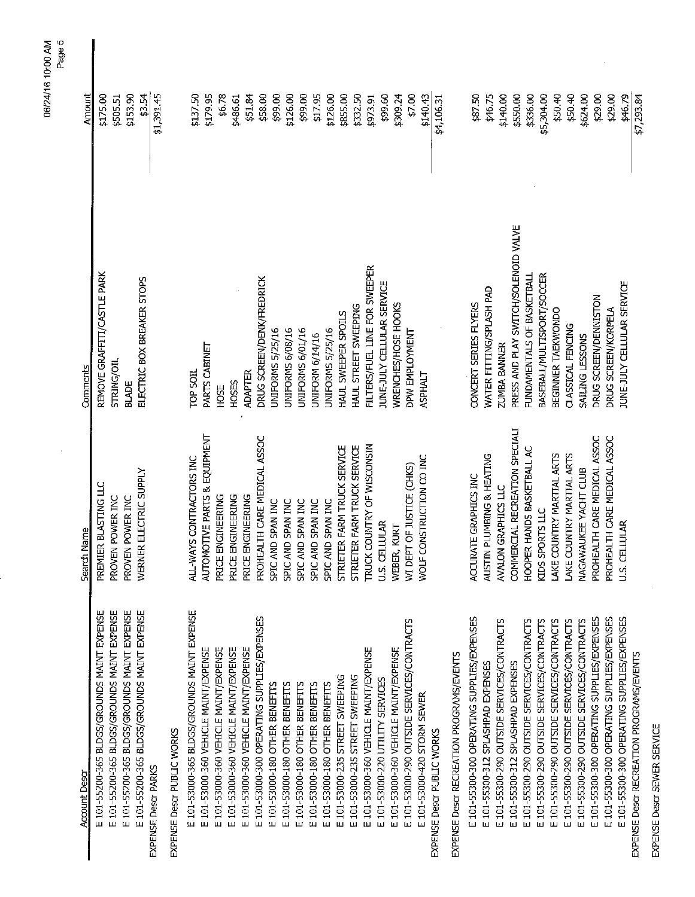| Account Descr | Search Name | Comments | Amount |
|---|---|---|---|
| E 101-55200-365 BLDGS/GROUNDS MAINT EXPENSE | PREMIER BLASTING LLC | REMOVE GRAFFITI/CASTLE PARK | $175.00 |
| E 101-55200-365 BLDGS/GROUNDS MAINT EXPENSE | PROVEN POWER INC | STRING/OIL | $505.51 |
| E 101-55200-365 BLDGS/GROUNDS MAINT EXPENSE | PROVEN POWER INC | BLADE | $153.90 |
| E 101-55200-365 BLDGS/GROUNDS MAINT EXPENSE | WERNER ELECTRIC SUPPLY | ELECTRIC BOX BREAKER STOPS | $3.54 |
| EXPENSE Descr PARKS | | | $1,391.45 |
| EXPENSE Descr PUBLIC WORKS | | | |
| E 101-53000-365 BLDGS/GROUNDS MAINT EXPENSE | ALL-WAYS CONTRACTORS INC | TOP SOIL | $137.50 |
| E 101-53000-360 VEHICLE MAINT/EXPENSE | AUTOMOTIVE PARTS & EQUIPMENT | PARTS CABINET | $179.95 |
| E 101-53000-360 VEHICLE MAINT/EXPENSE | PRICE ENGINEERING | HOSE | $6.78 |
| E 101-53000-360 VEHICLE MAINT/EXPENSE | PRICE ENGINEERING | HOSES | $486.61 |
| E 101-53000-360 VEHICLE MAINT/EXPENSE | PRICE ENGINEERING | ADAPTER | $51.84 |
| E 101-53000-300 OPERATING SUPPLIES/EXPENSES | PROHEALTH CARE MEDICAL ASSOC | DRUG SCREEN/DENK/FREDRICK | $58.00 |
| E 101-53000-180 OTHER BENEFITS | SPIC AND SPAN INC | UNIFORMS 5/25/16 | $99.00 |
| E 101-53000-180 OTHER BENEFITS | SPIC AND SPAN INC | UNIFORMS 6/08/16 | $126.00 |
| E 101-53000-180 OTHER BENEFITS | SPIC AND SPAN INC | UNIFORMS 6/01/16 | $99.00 |
| E 101-53000-180 OTHER BENEFITS | SPIC AND SPAN INC | UNIFORM 6/14/16 | $17.95 |
| E 101-53000-180 OTHER BENEFITS | SPIC AND SPAN INC | UNIFORMS 5/25/16 | $126.00 |
| E 101-53000-235 STREET SWEEPING | STRIETER FARM TRUCK SERVICE | HAUL SWEEPER SPOILS | $855.00 |
| E 101-53000-235 STREET SWEEPING | STRIETER FARM TRUCK SERVICE | HAUL STREET SWEEPING | $332.50 |
| E 101-53000-360 VEHICLE MAINT/EXPENSE | TRUCK COUNTRY OF WISCONSIN | FILTERS/FUEL LINE FOR SWEEPER | $973.91 |
| E 101-53000-220 UTILITY SERVICES | U.S. CELLULAR | JUNE-JULY CELLULAR SERVICE | $99.60 |
| E 101-53000-360 VEHICLE MAINT/EXPENSE | WEBER, KURT | WRENCHES/HOSE HOOKS | $309.24 |
| E 101-53000-290 OUTSIDE SERVICES/CONTRACTS | WI DEPT OF JUSTICE (CHKS) | DPW EMPLOYMENT | $7.00 |
| E 101-53000-420 STORM SEWER | WOLF CONSTRUCTION CO INC | ASPHALT | $140.43 |
| EXPENSE Descr PUBLIC WORKS | | | $4,106.31 |
| EXPENSE Descr RECREATION PROGRAMS/EVENTS | | | |
| E 101-55300-300 OPERATING SUPPLIES/EXPENSES | ACCURATE GRAPHICS INC | CONCERT SERIES FLYERS | $87.50 |
| E 101-55300-312 SPLASHPAD EXPENSES | AUSTIN PLUMBING & HEATING | WATER FITTING/SPLASH PAD | $46.75 |
| E 101-55300-290 OUTSIDE SERVICES/CONTRACTS | AVALON GRAPHICS LLC | ZUMBA BANNER | $140.00 |
| E 101-55300-312 SPLASHPAD EXPENSES | COMMERCIAL RECREATION SPECIALI | PRESS AND PLAY SWITCH/SOLENOID VALVE | $550.00 |
| E 101-55300-290 OUTSIDE SERVICES/CONTRACTS | HOOPER HANDS BASKETBALL AC | FUNDAMENTALS OF BASKETBALL | $336.00 |
| E 101-55300-290 OUTSIDE SERVICES/CONTRACTS | KIDS SPORTS LLC | BASEBALL/MULTISPORT/SOCCER | $5,304.00 |
| E 101-55300-290 OUTSIDE SERVICES/CONTRACTS | LAKE COUNTRY MARTIAL ARTS | BEGINNER TAEKWONDO | $50.40 |
| E 101-55300-290 OUTSIDE SERVICES/CONTRACTS | LAKE COUNTRY MARTIAL ARTS | CLASSICAL FENCING | $50.40 |
| E 101-55300-290 OUTSIDE SERVICES/CONTRACTS | NAGAWAUKEE YACHT CLUB | SAILING LESSONS | $624.00 |
| E 101-55300-300 OPERATING SUPPLIES/EXPENSES | PROHEALTH CARE MEDICAL ASSOC | DRUG SCREEN/DENNISTON | $29.00 |
| E 101-55300-300 OPERATING SUPPLIES/EXPENSES | PROHEALTH CARE MEDICAL ASSOC | DRUG SCREEN/KORPELA | $29.00 |
| E 101-55300-300 OPERATING SUPPLIES/EXPENSES | U.S. CELLULAR | JUNE-JULY CELLULAR SERVICE | $46.79 |
| EXPENSE Descr RECREATION PROGRAMS/EVENTS | | | $7,293.84 |
| EXPENSE Descr SEWER SERVICE | | | |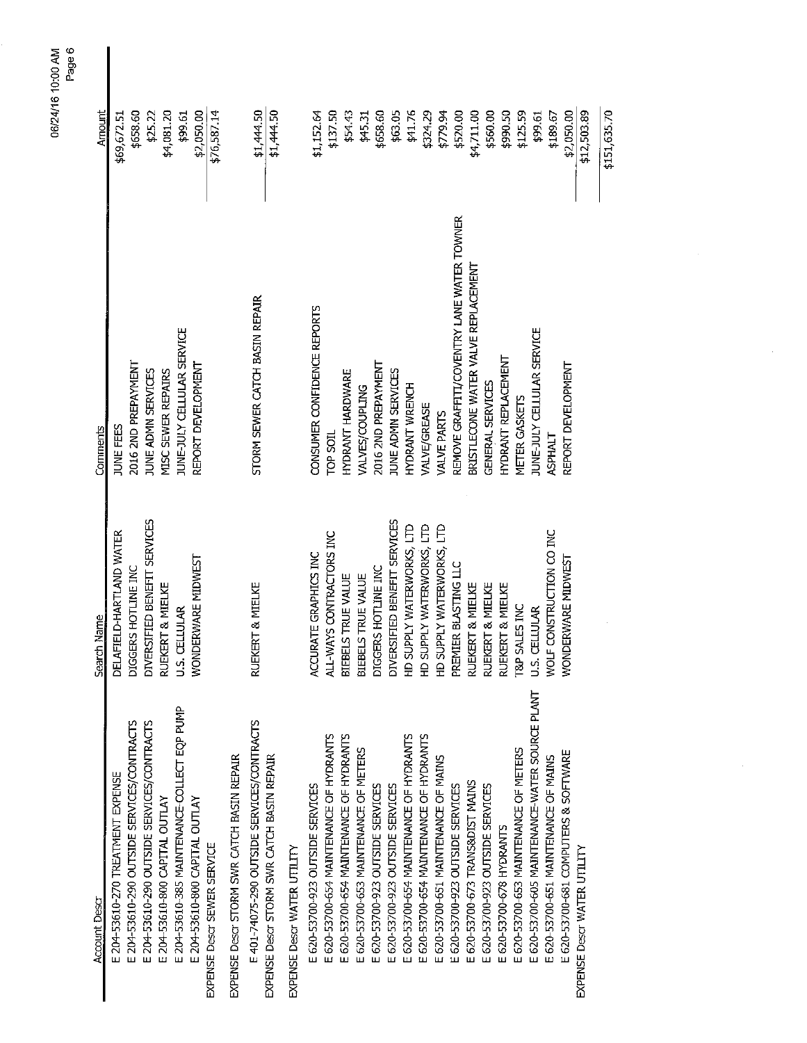| Account Descr | Search Name | Comments | Amount |
|---|---|---|---|
| E 204-53610-270 TREATMENT EXPENSE | DELAFIELD-HARTLAND WATER | JUNE FEES | $69,672.51 |
| E 204-53610-290 OUTSIDE SERVICES/CONTRACTS | DIGGERS HOTLINE INC | 2016 2ND PREPAYMENT | $658.60 |
| E 204-53610-290 OUTSIDE SERVICES/CONTRACTS | DIVERSIFIED BENEFIT SERVICES | JUNE ADMIN SERVICES | $25.22 |
| E 204-53610-800 CAPITAL OUTLAY | RUEKERT & MIELKE | MISC SEWER REPAIRS | $4,081.20 |
| E 204-53610-385 MAINTENANCE-COLLECT EQP PUMP | U.S. CELLULAR | JUNE-JULY CELLULAR SERVICE | $99.61 |
| E 204-53610-800 CAPITAL OUTLAY | WONDERWARE MIDWEST | REPORT DEVELOPMENT | $2,050.00 |
| EXPENSE Descr SEWER SERVICE | | | $76,587.14 |
| EXPENSE Descr STORM SWR CATCH BASIN REPAIR | | | |
| E 401-74075-290 OUTSIDE SERVICES/CONTRACTS | RUEKERT & MIELKE | STORM SEWER CATCH BASIN REPAIR | $1,444.50 |
| EXPENSE Descr STORM SWR CATCH BASIN REPAIR | | | $1,444.50 |
| EXPENSE Descr WATER UTILITY | | | |
| E 620-53700-923 OUTSIDE SERVICES | ACCURATE GRAPHICS INC | CONSUMER CONFIDENCE REPORTS | $1,152.64 |
| E 620-53700-654 MAINTENANCE OF HYDRANTS | ALL-WAYS CONTRACTORS INC | TOP SOIL | $137.50 |
| E 620-53700-654 MAINTENANCE OF HYDRANTS | BIEBELS TRUE VALUE | HYDRANT HARDWARE | $54.43 |
| E 620-53700-653 MAINTENANCE OF METERS | BIEBELS TRUE VALUE | VALVES/COUPLING | $45.31 |
| E 620-53700-923 OUTSIDE SERVICES | DIGGERS HOTLINE INC | 2016 2ND PREPAYMENT | $658.60 |
| E 620-53700-923 OUTSIDE SERVICES | DIVERSIFIED BENEFIT SERVICES | JUNE ADMIN SERVICES | $63.05 |
| E 620-53700-654 MAINTENANCE OF HYDRANTS | HD SUPPLY WATERWORKS, LTD | HYDRANT WRENCH | $41.76 |
| E 620-53700-654 MAINTENANCE OF HYDRANTS | HD SUPPLY WATERWORKS, LTD | VALVE/GREASE | $324.29 |
| E 620-53700-651 MAINTENANCE OF MAINS | HD SUPPLY WATERWORKS, LTD | VALVE PARTS | $779.94 |
| E 620-53700-923 OUTSIDE SERVICES | PREMIER BLASTING LLC | REMOVE GRAFFITI/COVENTRY LANE WATER TOWNER | $520.00 |
| E 620-53700-673 TRANS&DIST MAINS | RUEKERT & MIELKE | BRISTLECONE WATER VALVE REPLACEMENT | $4,711.00 |
| E 620-53700-923 OUTSIDE SERVICES | RUEKERT & MIELKE | GENERAL SERVICES | $560.00 |
| E 620-53700-678 HYDRANTS | RUEKERT & MIELKE | HYDRANT REPLACEMENT | $990.50 |
| E 620-53700-653 MAINTENANCE OF METERS | T&P SALES INC | METER GASKETS | $125.59 |
| E 620-53700-605 MAINTENANCE-WATER SOURCE PLANT | U.S. CELLULAR | JUNE-JULY CELLULAR SERVICE | $99.61 |
| E 620-53700-651 MAINTENANCE OF MAINS | WOLF CONSTRUCTION CO INC | ASPHALT | $189.67 |
| E 620-53700-681 COMPUTERS & SOFTWARE | WONDERWARE MIDWEST | REPORT DEVELOPMENT | $2,050.00 |
| EXPENSE Descr WATER UTILITY | | | $12,503.89 |
| | | | $151,635.70 |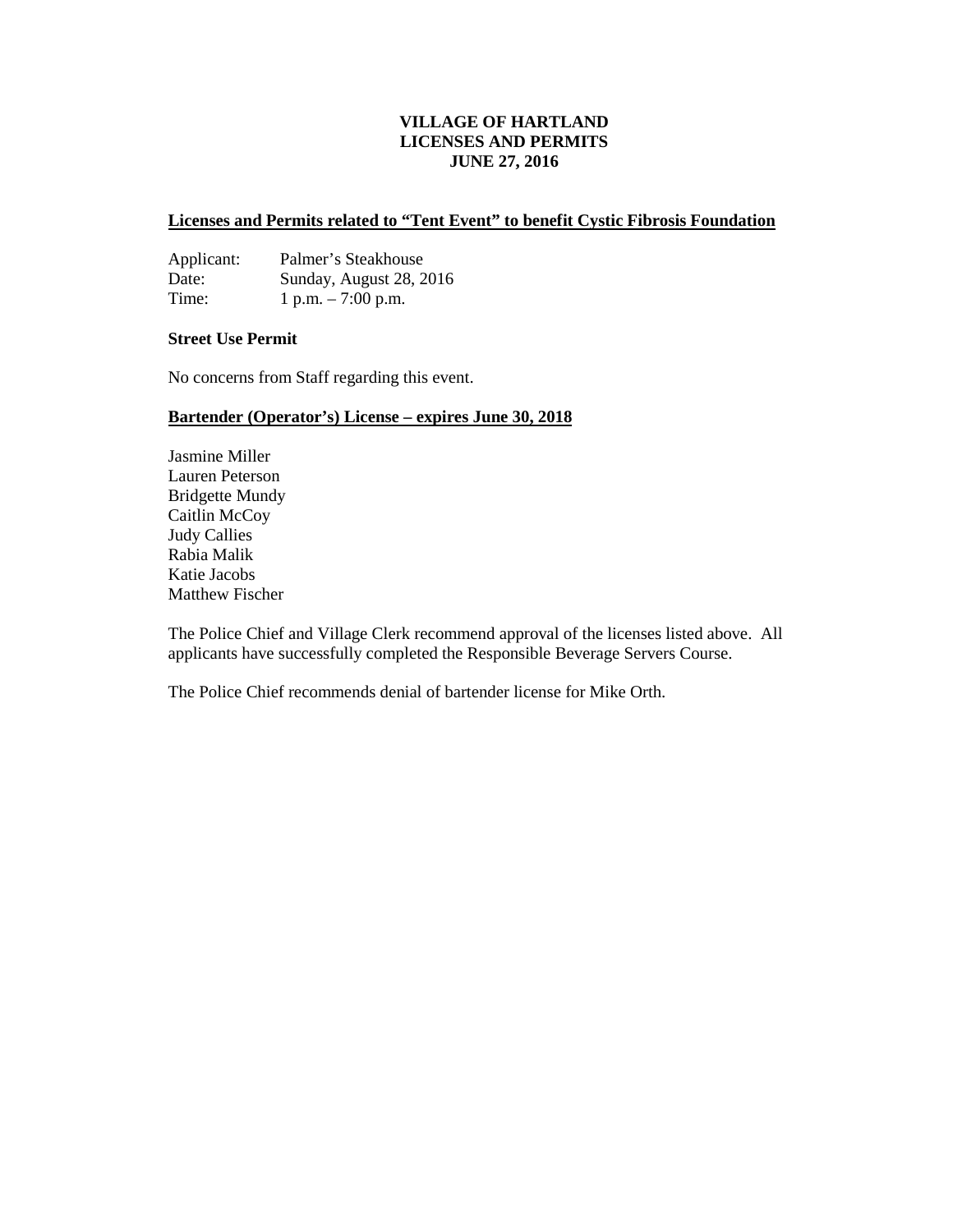# VILLAGE OF HARTLAND
# LICENSES AND PERMITS
# JUNE 27, 2016

**Licenses and Permits related to "Tent Event" to benefit Cystic Fibrosis Foundation**

Applicant: Palmer's Steakhouse
Date: Sunday, August 28, 2016
Time: 1 p.m. – 7:00 p.m.

**Street Use Permit**

No concerns from Staff regarding this event.

**Bartender (Operator's) License – expires June 30, 2018**

Jasmine Miller
Lauren Peterson
Bridgette Mundy
Caitlin McCoy
Judy Callies
Rabia Malik
Katie Jacobs
Matthew Fischer

The Police Chief and Village Clerk recommend approval of the licenses listed above. All applicants have successfully completed the Responsible Beverage Servers Course.

The Police Chief recommends denial of bartender license for Mike Orth.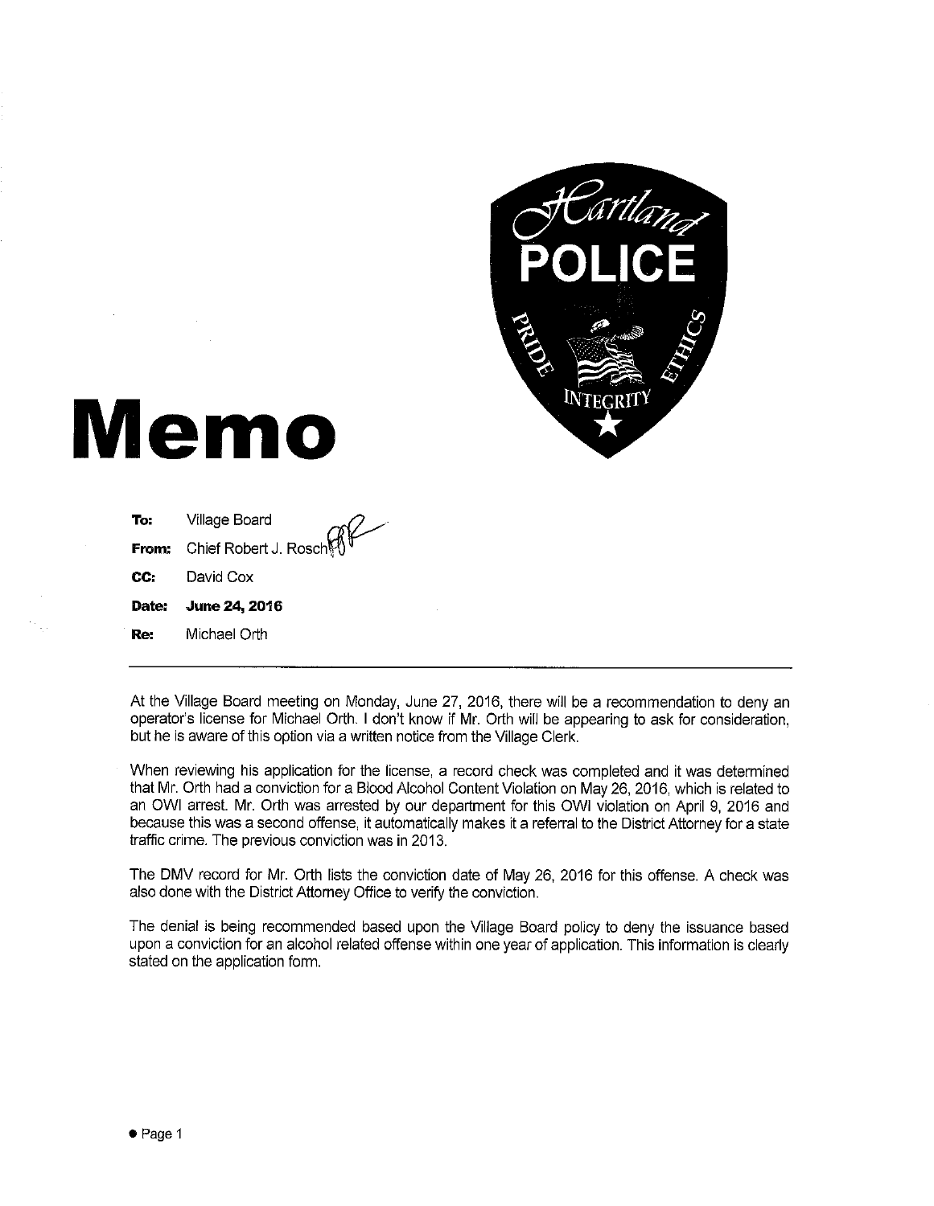# Memo

**To:** Village Board

**From:** Chief Robert J. Rosch

**CC:** David Cox

**Date:** **June 24, 2016**

**Re:** Michael Orth

---

At the Village Board meeting on Monday, June 27, 2016, there will be a recommendation to deny an operator's license for Michael Orth. I don't know if Mr. Orth will be appearing to ask for consideration, but he is aware of this option via a written notice from the Village Clerk.

When reviewing his application for the license, a record check was completed and it was determined that Mr. Orth had a conviction for a Blood Alcohol Content Violation on May 26, 2016, which is related to an OWI arrest. Mr. Orth was arrested by our department for this OWI violation on April 9, 2016 and because this was a second offense, it automatically makes it a referral to the District Attorney for a state traffic crime. The previous conviction was in 2013.

The DMV record for Mr. Orth lists the conviction date of May 26, 2016 for this offense. A check was also done with the District Attorney Office to verify the conviction.

The denial is being recommended based upon the Village Board policy to deny the issuance based upon a conviction for an alcohol related offense within one year of application. This information is clearly stated on the application form.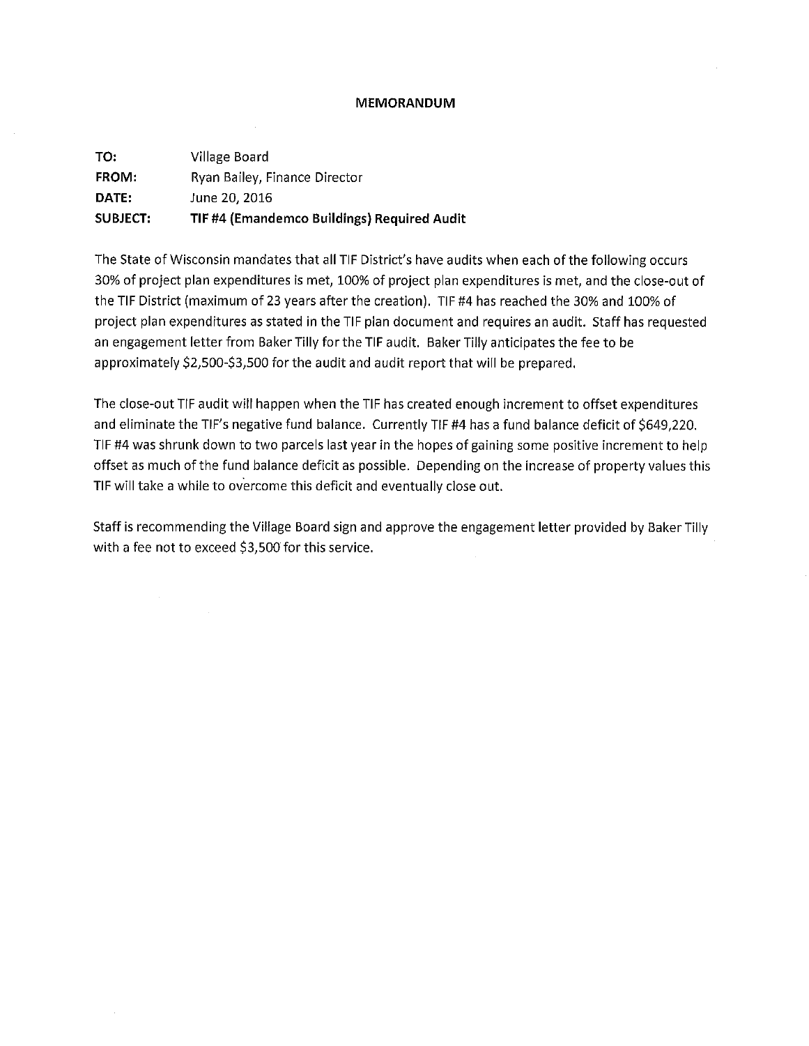# MEMORANDUM

**TO:** Village Board
**FROM:** Ryan Bailey, Finance Director
**DATE:** June 20, 2016
**SUBJECT:** **TIF #4 (Emandemco Buildings) Required Audit**

The State of Wisconsin mandates that all TIF District's have audits when each of the following occurs 30% of project plan expenditures is met, 100% of project plan expenditures is met, and the close-out of the TIF District (maximum of 23 years after the creation). TIF #4 has reached the 30% and 100% of project plan expenditures as stated in the TIF plan document and requires an audit. Staff has requested an engagement letter from Baker Tilly for the TIF audit. Baker Tilly anticipates the fee to be approximately $2,500-$3,500 for the audit and audit report that will be prepared.

The close-out TIF audit will happen when the TIF has created enough increment to offset expenditures and eliminate the TIF's negative fund balance. Currently TIF #4 has a fund balance deficit of $649,220. TIF #4 was shrunk down to two parcels last year in the hopes of gaining some positive increment to help offset as much of the fund balance deficit as possible. Depending on the increase of property values this TIF will take a while to overcome this deficit and eventually close out.

Staff is recommending the Village Board sign and approve the engagement letter provided by Baker Tilly with a fee not to exceed $3,500 for this service.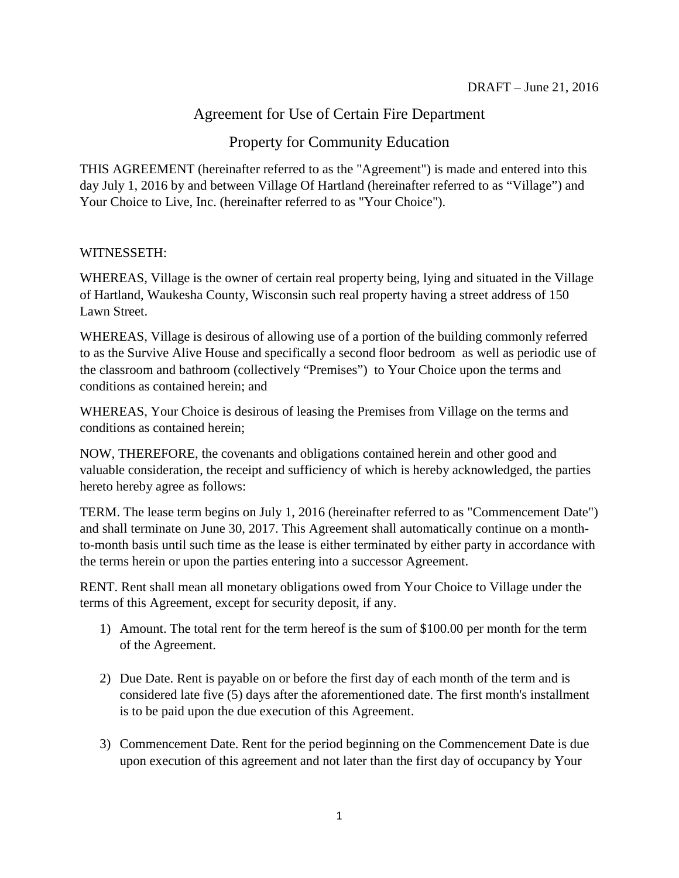DRAFT – June 21, 2016

# Agreement for Use of Certain Fire Department

# Property for Community Education

THIS AGREEMENT (hereinafter referred to as the "Agreement") is made and entered into this day July 1, 2016 by and between Village Of Hartland (hereinafter referred to as "Village") and Your Choice to Live, Inc. (hereinafter referred to as "Your Choice").

WITNESSETH:

WHEREAS, Village is the owner of certain real property being, lying and situated in the Village of Hartland, Waukesha County, Wisconsin such real property having a street address of 150 Lawn Street.

WHEREAS, Village is desirous of allowing use of a portion of the building commonly referred to as the Survive Alive House and specifically a second floor bedroom as well as periodic use of the classroom and bathroom (collectively "Premises") to Your Choice upon the terms and conditions as contained herein; and

WHEREAS, Your Choice is desirous of leasing the Premises from Village on the terms and conditions as contained herein;

NOW, THEREFORE, the covenants and obligations contained herein and other good and valuable consideration, the receipt and sufficiency of which is hereby acknowledged, the parties hereto hereby agree as follows:

TERM. The lease term begins on July 1, 2016 (hereinafter referred to as "Commencement Date") and shall terminate on June 30, 2017. This Agreement shall automatically continue on a month-to-month basis until such time as the lease is either terminated by either party in accordance with the terms herein or upon the parties entering into a successor Agreement.

RENT. Rent shall mean all monetary obligations owed from Your Choice to Village under the terms of this Agreement, except for security deposit, if any.

1) Amount. The total rent for the term hereof is the sum of $100.00 per month for the term of the Agreement.

2) Due Date. Rent is payable on or before the first day of each month of the term and is considered late five (5) days after the aforementioned date. The first month's installment is to be paid upon the due execution of this Agreement.

3) Commencement Date. Rent for the period beginning on the Commencement Date is due upon execution of this agreement and not later than the first day of occupancy by Your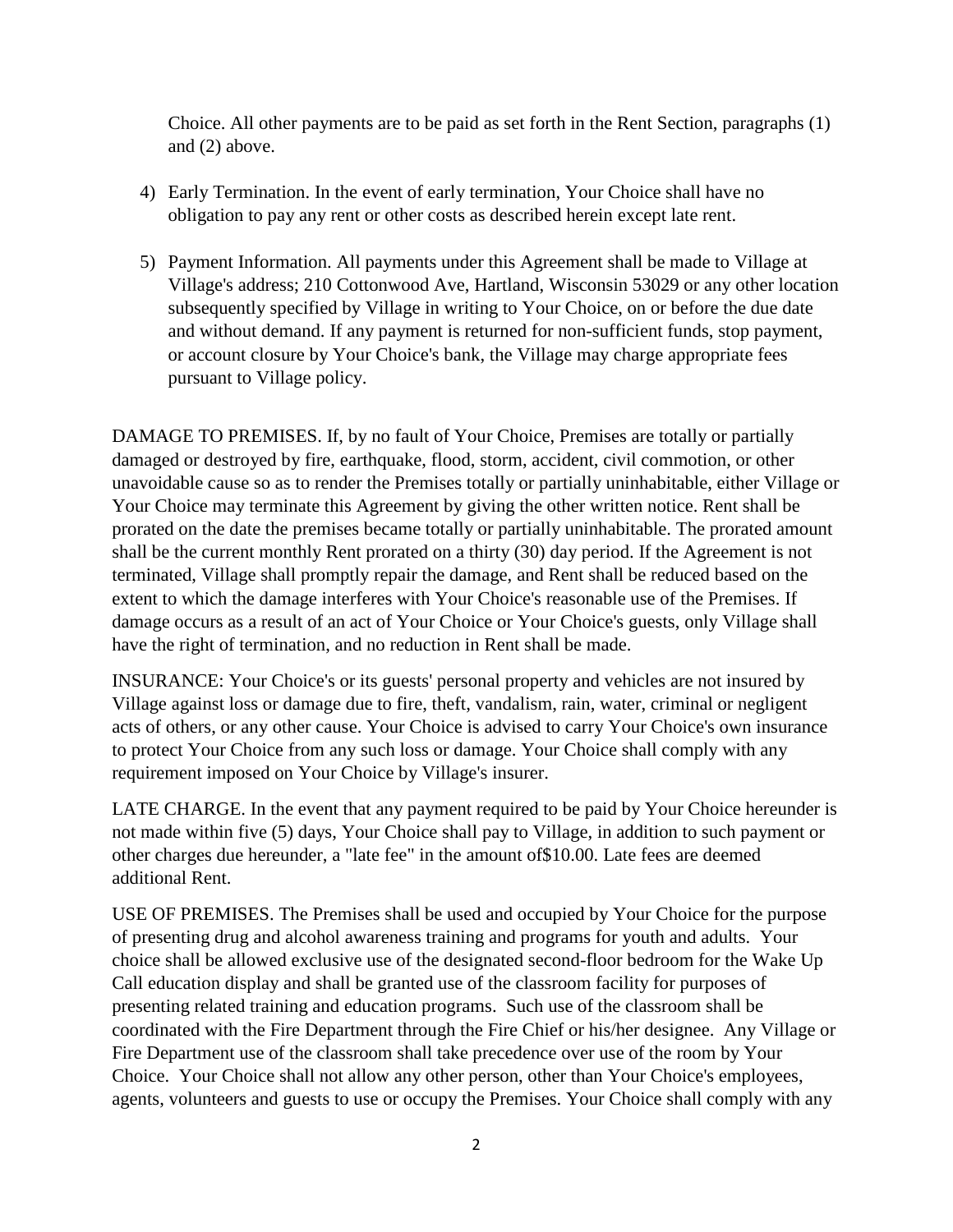Choice. All other payments are to be paid as set forth in the Rent Section, paragraphs (1) and (2) above.

4) Early Termination. In the event of early termination, Your Choice shall have no obligation to pay any rent or other costs as described herein except late rent.

5) Payment Information. All payments under this Agreement shall be made to Village at Village's address; 210 Cottonwood Ave, Hartland, Wisconsin 53029 or any other location subsequently specified by Village in writing to Your Choice, on or before the due date and without demand. If any payment is returned for non-sufficient funds, stop payment, or account closure by Your Choice's bank, the Village may charge appropriate fees pursuant to Village policy.

DAMAGE TO PREMISES. If, by no fault of Your Choice, Premises are totally or partially damaged or destroyed by fire, earthquake, flood, storm, accident, civil commotion, or other unavoidable cause so as to render the Premises totally or partially uninhabitable, either Village or Your Choice may terminate this Agreement by giving the other written notice. Rent shall be prorated on the date the premises became totally or partially uninhabitable. The prorated amount shall be the current monthly Rent prorated on a thirty (30) day period. If the Agreement is not terminated, Village shall promptly repair the damage, and Rent shall be reduced based on the extent to which the damage interferes with Your Choice's reasonable use of the Premises. If damage occurs as a result of an act of Your Choice or Your Choice's guests, only Village shall have the right of termination, and no reduction in Rent shall be made.

INSURANCE: Your Choice's or its guests' personal property and vehicles are not insured by Village against loss or damage due to fire, theft, vandalism, rain, water, criminal or negligent acts of others, or any other cause. Your Choice is advised to carry Your Choice's own insurance to protect Your Choice from any such loss or damage. Your Choice shall comply with any requirement imposed on Your Choice by Village's insurer.

LATE CHARGE. In the event that any payment required to be paid by Your Choice hereunder is not made within five (5) days, Your Choice shall pay to Village, in addition to such payment or other charges due hereunder, a "late fee" in the amount of$10.00. Late fees are deemed additional Rent.

USE OF PREMISES. The Premises shall be used and occupied by Your Choice for the purpose of presenting drug and alcohol awareness training and programs for youth and adults. Your choice shall be allowed exclusive use of the designated second-floor bedroom for the Wake Up Call education display and shall be granted use of the classroom facility for purposes of presenting related training and education programs. Such use of the classroom shall be coordinated with the Fire Department through the Fire Chief or his/her designee. Any Village or Fire Department use of the classroom shall take precedence over use of the room by Your Choice. Your Choice shall not allow any other person, other than Your Choice's employees, agents, volunteers and guests to use or occupy the Premises. Your Choice shall comply with any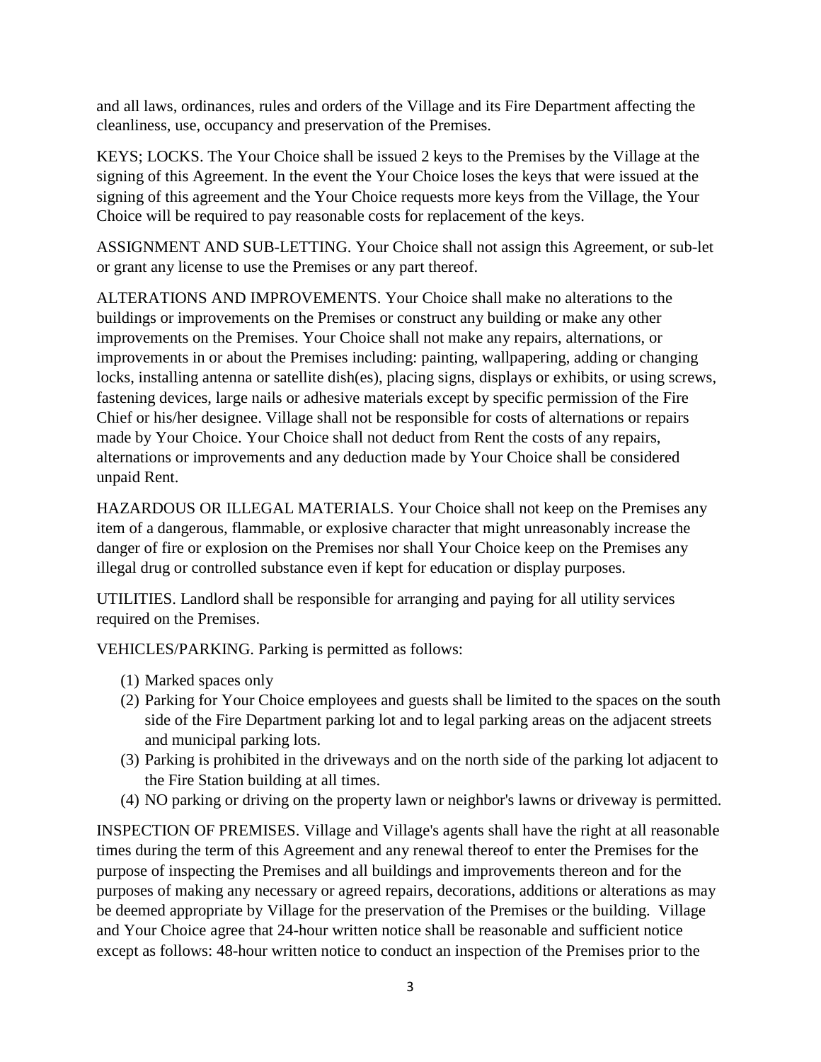and all laws, ordinances, rules and orders of the Village and its Fire Department affecting the cleanliness, use, occupancy and preservation of the Premises.

KEYS; LOCKS. The Your Choice shall be issued 2 keys to the Premises by the Village at the signing of this Agreement. In the event the Your Choice loses the keys that were issued at the signing of this agreement and the Your Choice requests more keys from the Village, the Your Choice will be required to pay reasonable costs for replacement of the keys.

ASSIGNMENT AND SUB-LETTING. Your Choice shall not assign this Agreement, or sub-let or grant any license to use the Premises or any part thereof.

ALTERATIONS AND IMPROVEMENTS. Your Choice shall make no alterations to the buildings or improvements on the Premises or construct any building or make any other improvements on the Premises. Your Choice shall not make any repairs, alternations, or improvements in or about the Premises including: painting, wallpapering, adding or changing locks, installing antenna or satellite dish(es), placing signs, displays or exhibits, or using screws, fastening devices, large nails or adhesive materials except by specific permission of the Fire Chief or his/her designee. Village shall not be responsible for costs of alternations or repairs made by Your Choice. Your Choice shall not deduct from Rent the costs of any repairs, alternations or improvements and any deduction made by Your Choice shall be considered unpaid Rent.

HAZARDOUS OR ILLEGAL MATERIALS. Your Choice shall not keep on the Premises any item of a dangerous, flammable, or explosive character that might unreasonably increase the danger of fire or explosion on the Premises nor shall Your Choice keep on the Premises any illegal drug or controlled substance even if kept for education or display purposes.

UTILITIES. Landlord shall be responsible for arranging and paying for all utility services required on the Premises.

VEHICLES/PARKING. Parking is permitted as follows:

(1) Marked spaces only
(2) Parking for Your Choice employees and guests shall be limited to the spaces on the south side of the Fire Department parking lot and to legal parking areas on the adjacent streets and municipal parking lots.
(3) Parking is prohibited in the driveways and on the north side of the parking lot adjacent to the Fire Station building at all times.
(4) NO parking or driving on the property lawn or neighbor's lawns or driveway is permitted.

INSPECTION OF PREMISES. Village and Village's agents shall have the right at all reasonable times during the term of this Agreement and any renewal thereof to enter the Premises for the purpose of inspecting the Premises and all buildings and improvements thereon and for the purposes of making any necessary or agreed repairs, decorations, additions or alterations as may be deemed appropriate by Village for the preservation of the Premises or the building. Village and Your Choice agree that 24-hour written notice shall be reasonable and sufficient notice except as follows: 48-hour written notice to conduct an inspection of the Premises prior to the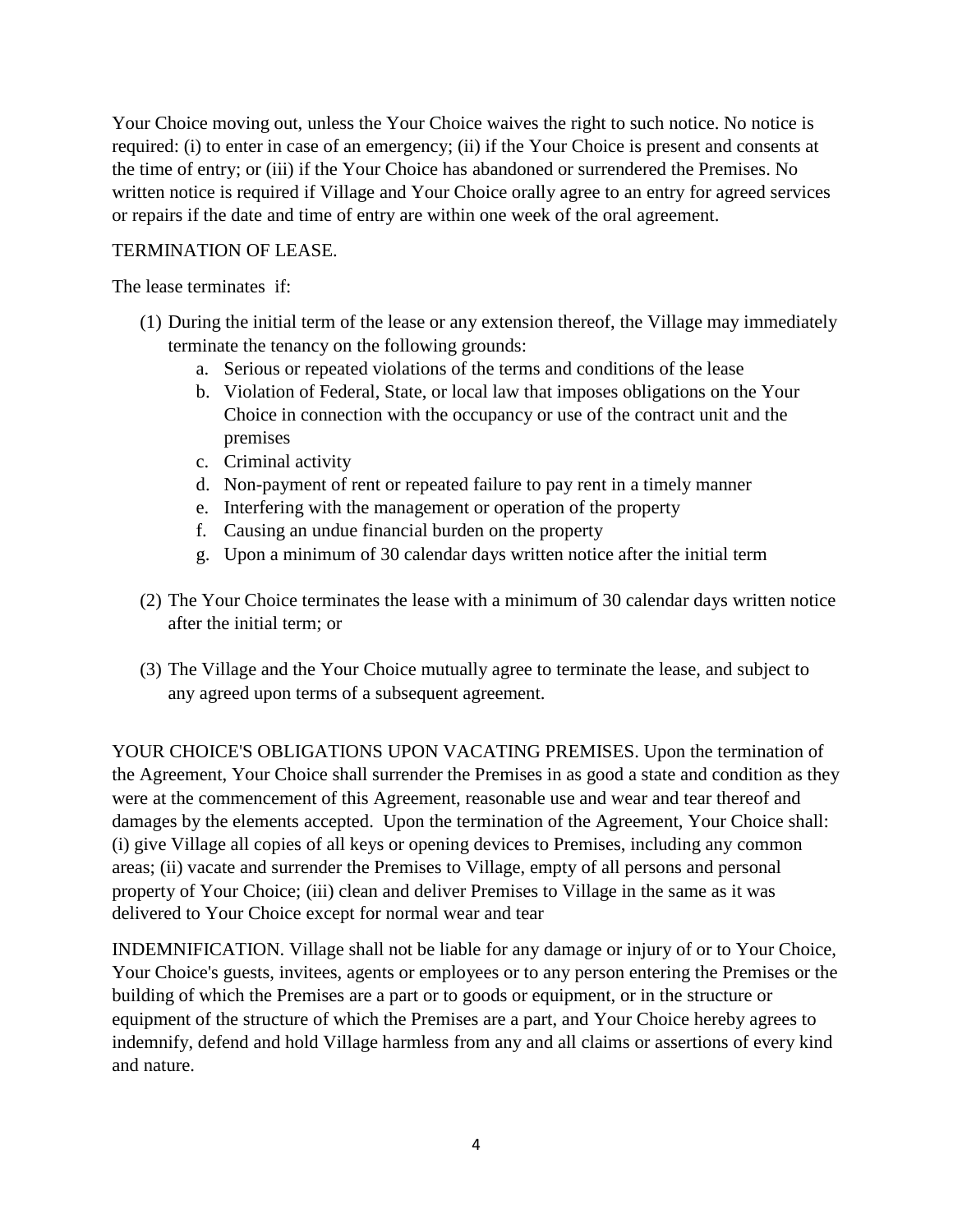Your Choice moving out, unless the Your Choice waives the right to such notice. No notice is required: (i) to enter in case of an emergency; (ii) if the Your Choice is present and consents at the time of entry; or (iii) if the Your Choice has abandoned or surrendered the Premises. No written notice is required if Village and Your Choice orally agree to an entry for agreed services or repairs if the date and time of entry are within one week of the oral agreement.

TERMINATION OF LEASE.

The lease terminates if:

(1) During the initial term of the lease or any extension thereof, the Village may immediately terminate the tenancy on the following grounds:
   a. Serious or repeated violations of the terms and conditions of the lease
   b. Violation of Federal, State, or local law that imposes obligations on the Your Choice in connection with the occupancy or use of the contract unit and the premises
   c. Criminal activity
   d. Non-payment of rent or repeated failure to pay rent in a timely manner
   e. Interfering with the management or operation of the property
   f. Causing an undue financial burden on the property
   g. Upon a minimum of 30 calendar days written notice after the initial term

(2) The Your Choice terminates the lease with a minimum of 30 calendar days written notice after the initial term; or

(3) The Village and the Your Choice mutually agree to terminate the lease, and subject to any agreed upon terms of a subsequent agreement.

YOUR CHOICE'S OBLIGATIONS UPON VACATING PREMISES. Upon the termination of the Agreement, Your Choice shall surrender the Premises in as good a state and condition as they were at the commencement of this Agreement, reasonable use and wear and tear thereof and damages by the elements accepted. Upon the termination of the Agreement, Your Choice shall: (i) give Village all copies of all keys or opening devices to Premises, including any common areas; (ii) vacate and surrender the Premises to Village, empty of all persons and personal property of Your Choice; (iii) clean and deliver Premises to Village in the same as it was delivered to Your Choice except for normal wear and tear

INDEMNIFICATION. Village shall not be liable for any damage or injury of or to Your Choice, Your Choice's guests, invitees, agents or employees or to any person entering the Premises or the building of which the Premises are a part or to goods or equipment, or in the structure or equipment of the structure of which the Premises are a part, and Your Choice hereby agrees to indemnify, defend and hold Village harmless from any and all claims or assertions of every kind and nature.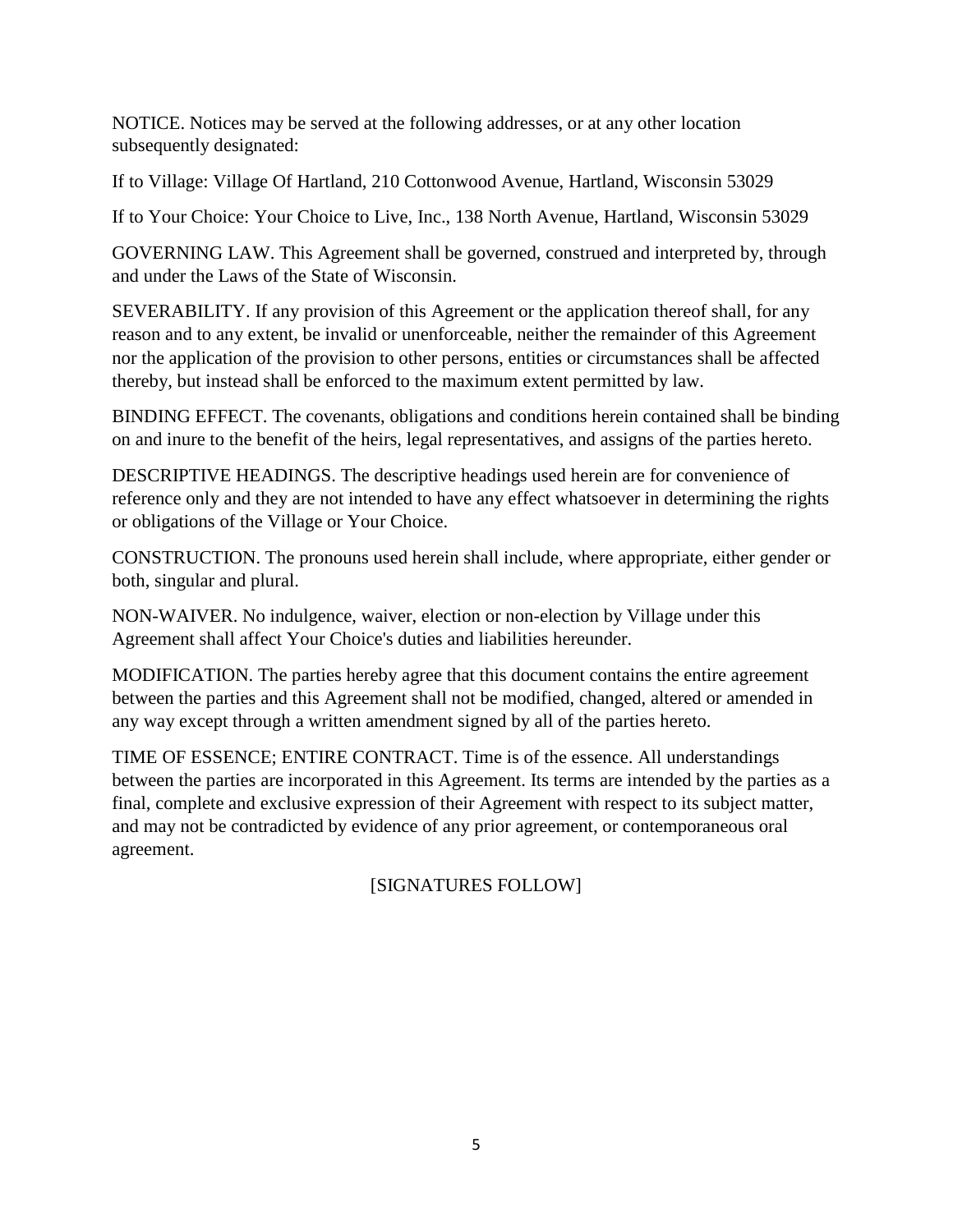NOTICE. Notices may be served at the following addresses, or at any other location subsequently designated:

If to Village: Village Of Hartland, 210 Cottonwood Avenue, Hartland, Wisconsin 53029

If to Your Choice: Your Choice to Live, Inc., 138 North Avenue, Hartland, Wisconsin 53029

GOVERNING LAW. This Agreement shall be governed, construed and interpreted by, through and under the Laws of the State of Wisconsin.

SEVERABILITY. If any provision of this Agreement or the application thereof shall, for any reason and to any extent, be invalid or unenforceable, neither the remainder of this Agreement nor the application of the provision to other persons, entities or circumstances shall be affected thereby, but instead shall be enforced to the maximum extent permitted by law.

BINDING EFFECT. The covenants, obligations and conditions herein contained shall be binding on and inure to the benefit of the heirs, legal representatives, and assigns of the parties hereto.

DESCRIPTIVE HEADINGS. The descriptive headings used herein are for convenience of reference only and they are not intended to have any effect whatsoever in determining the rights or obligations of the Village or Your Choice.

CONSTRUCTION. The pronouns used herein shall include, where appropriate, either gender or both, singular and plural.

NON-WAIVER. No indulgence, waiver, election or non-election by Village under this Agreement shall affect Your Choice's duties and liabilities hereunder.

MODIFICATION. The parties hereby agree that this document contains the entire agreement between the parties and this Agreement shall not be modified, changed, altered or amended in any way except through a written amendment signed by all of the parties hereto.

TIME OF ESSENCE; ENTIRE CONTRACT. Time is of the essence. All understandings between the parties are incorporated in this Agreement. Its terms are intended by the parties as a final, complete and exclusive expression of their Agreement with respect to its subject matter, and may not be contradicted by evidence of any prior agreement, or contemporaneous oral agreement.

[SIGNATURES FOLLOW]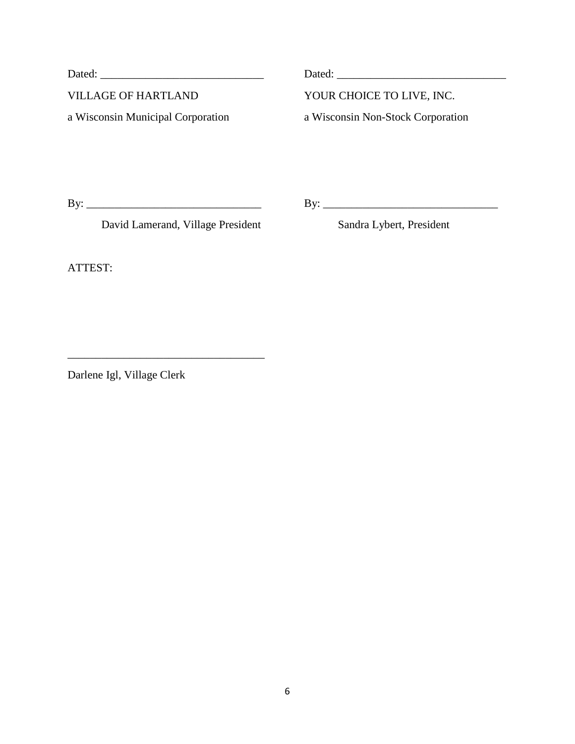Dated: \_\_\_\_\_\_\_\_\_\_\_\_\_\_\_\_\_\_\_\_\_\_\_\_\_\_\_\_\_\_

VILLAGE OF HARTLAND

a Wisconsin Municipal Corporation

By: \_\_\_\_\_\_\_\_\_\_\_\_\_\_\_\_\_\_\_\_\_\_\_\_\_\_\_\_\_\_\_

David Lamerand, Village President

ATTEST:

\_\_\_\_\_\_\_\_\_\_\_\_\_\_\_\_\_\_\_\_\_\_\_\_\_\_\_\_\_\_\_\_\_\_

Darlene Igl, Village Clerk

Dated: \_\_\_\_\_\_\_\_\_\_\_\_\_\_\_\_\_\_\_\_\_\_\_\_\_\_\_\_\_\_

YOUR CHOICE TO LIVE, INC.

a Wisconsin Non-Stock Corporation

By: \_\_\_\_\_\_\_\_\_\_\_\_\_\_\_\_\_\_\_\_\_\_\_\_\_\_\_\_\_\_\_

Sandra Lybert, President